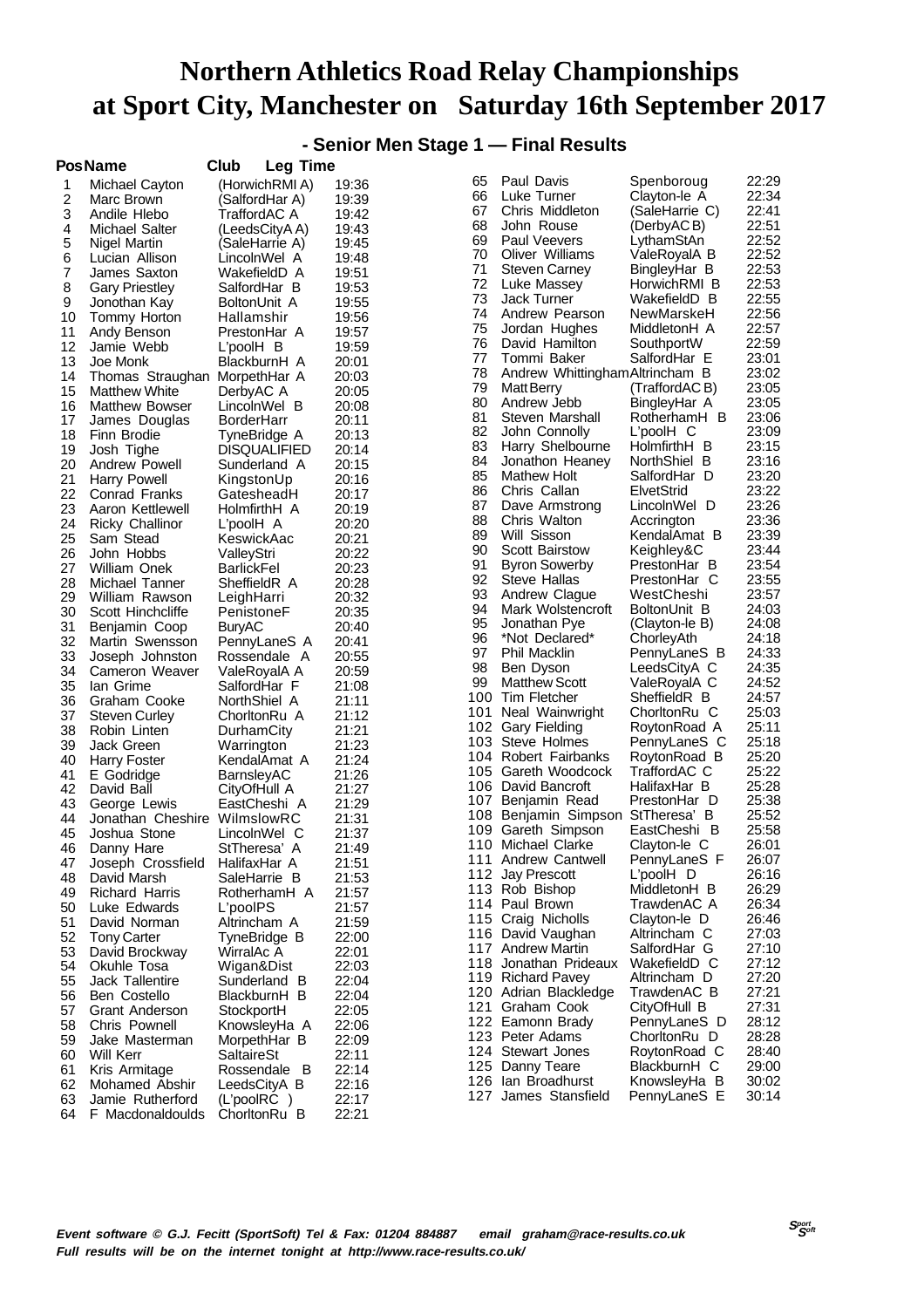# Northern Athletics Road Relay Championships at Sport City, Manchester on Saturday 16th September 2017

## - Senior Men Stage 1 — Final Results

| Pos | Name | Club | Leg Time |
|---|---|---|---|
| 1 | Michael Cayton | (HorwichRMI A) | 19:36 |
| 2 | Marc Brown | (SalfordHar A) | 19:39 |
| 3 | Andile Hlebo | TraffordAC A | 19:42 |
| 4 | Michael Salter | (LeedsCityA A) | 19:43 |
| 5 | Nigel Martin | (SaleHarrie A) | 19:45 |
| 6 | Lucian Allison | LincolnWel A | 19:48 |
| 7 | James Saxton | WakefieldD A | 19:51 |
| 8 | Gary Priestley | SalfordHar B | 19:53 |
| 9 | Jonothan Kay | BoltonUnit A | 19:55 |
| 10 | Tommy Horton | Hallamshir | 19:56 |
| 11 | Andy Benson | PrestonHar A | 19:57 |
| 12 | Jamie Webb | L'poolH B | 19:59 |
| 13 | Joe Monk | BlackburnH A | 20:01 |
| 14 | Thomas Straughan | MorpethHar A | 20:03 |
| 15 | Matthew White | DerbyAC A | 20:05 |
| 16 | Matthew Bowser | LincolnWel B | 20:08 |
| 17 | James Douglas | BorderHarr | 20:11 |
| 18 | Finn Brodie | TyneBridge A | 20:13 |
| 19 | Josh Tighe | DISQUALIFIED | 20:14 |
| 20 | Andrew Powell | Sunderland A | 20:15 |
| 21 | Harry Powell | KingstonUp | 20:16 |
| 22 | Conrad Franks | GatesheadH | 20:17 |
| 23 | Aaron Kettlewell | HolmfirthH A | 20:19 |
| 24 | Ricky Challinor | L'poolH A | 20:20 |
| 25 | Sam Stead | KeswickAac | 20:21 |
| 26 | John Hobbs | ValleyStri | 20:22 |
| 27 | William Onek | BarlickFel | 20:23 |
| 28 | Michael Tanner | SheffieldR A | 20:28 |
| 29 | William Rawson | LeighHarri | 20:32 |
| 30 | Scott Hinchcliffe | PenistoneF | 20:35 |
| 31 | Benjamin Coop | BuryAC | 20:40 |
| 32 | Martin Swensson | PennyLaneS A | 20:41 |
| 33 | Joseph Johnston | Rossendale A | 20:55 |
| 34 | Cameron Weaver | ValeRoyalA A | 20:59 |
| 35 | Ian Grime | SalfordHar F | 21:08 |
| 36 | Graham Cooke | NorthShiel A | 21:11 |
| 37 | Steven Curley | ChorltonRu A | 21:12 |
| 38 | Robin Linten | DurhamCity | 21:21 |
| 39 | Jack Green | Warrington | 21:23 |
| 40 | Harry Foster | KendalAmat A | 21:24 |
| 41 | E Godridge | BarnsleyAC | 21:26 |
| 42 | David Ball | CityOfHull A | 21:27 |
| 43 | George Lewis | EastCheshi A | 21:29 |
| 44 | Jonathan Cheshire | WilmslowRC | 21:31 |
| 45 | Joshua Stone | LincolnWel C | 21:37 |
| 46 | Danny Hare | StTheresa' A | 21:49 |
| 47 | Joseph Crossfield | HalifaxHar A | 21:51 |
| 48 | David Marsh | SaleHarrie B | 21:53 |
| 49 | Richard Harris | RotherhamH A | 21:57 |
| 50 | Luke Edwards | L'poolPS | 21:57 |
| 51 | David Norman | Altrincham A | 21:59 |
| 52 | Tony Carter | TyneBridge B | 22:00 |
| 53 | David Brockway | WirralAc A | 22:01 |
| 54 | Okuhle Tosa | Wigan&Dist | 22:03 |
| 55 | Jack Tallentire | Sunderland B | 22:04 |
| 56 | Ben Costello | BlackburnH B | 22:04 |
| 57 | Grant Anderson | StockportH | 22:05 |
| 58 | Chris Pownell | KnowsleyHa A | 22:06 |
| 59 | Jake Masterman | MorpethHar B | 22:09 |
| 60 | Will Kerr | SaltaireSt | 22:11 |
| 61 | Kris Armitage | Rossendale B | 22:14 |
| 62 | Mohamed Abshir | LeedsCityA B | 22:16 |
| 63 | Jamie Rutherford | (L'poolRC ) | 22:17 |
| 64 | F Macdonaldoulds | ChorltonRu B | 22:21 |
| 65 | Paul Davis | Spenboroug | 22:29 |
| 66 | Luke Turner | Clayton-le A | 22:34 |
| 67 | Chris Middleton | (SaleHarrie C) | 22:41 |
| 68 | John Rouse | (DerbyAC B) | 22:51 |
| 69 | Paul Veevers | LythamStAn | 22:52 |
| 70 | Oliver Williams | ValeRoyalA B | 22:52 |
| 71 | Steven Carney | BingleyHar B | 22:53 |
| 72 | Luke Massey | HorwichRMI B | 22:53 |
| 73 | Jack Turner | WakefieldD B | 22:55 |
| 74 | Andrew Pearson | NewMarskeH | 22:56 |
| 75 | Jordan Hughes | MiddletonH A | 22:57 |
| 76 | David Hamilton | SouthportW | 22:59 |
| 77 | Tommi Baker | SalfordHar E | 23:01 |
| 78 | Andrew Whittingham | Altrincham B | 23:02 |
| 79 | Matt Berry | (TraffordAC B) | 23:05 |
| 80 | Andrew Jebb | BingleyHar A | 23:05 |
| 81 | Steven Marshall | RotherhamH B | 23:06 |
| 82 | John Connolly | L'poolH C | 23:09 |
| 83 | Harry Shelbourne | HolmfirthH B | 23:15 |
| 84 | Jonathon Heaney | NorthShiel B | 23:16 |
| 85 | Mathew Holt | SalfordHar D | 23:20 |
| 86 | Chris Callan | ElvetStrid | 23:22 |
| 87 | Dave Armstrong | LincolnWel D | 23:26 |
| 88 | Chris Walton | Accrington | 23:36 |
| 89 | Will Sisson | KendalAmat B | 23:39 |
| 90 | Scott Bairstow | Keighley&C | 23:44 |
| 91 | Byron Sowerby | PrestonHar B | 23:54 |
| 92 | Steve Hallas | PrestonHar C | 23:55 |
| 93 | Andrew Clague | WestCheshi | 23:57 |
| 94 | Mark Wolstencroft | BoltonUnit B | 24:03 |
| 95 | Jonathan Pye | (Clayton-le B) | 24:08 |
| 96 | *Not Declared* | ChorleyAth | 24:18 |
| 97 | Phil Macklin | PennyLaneS B | 24:33 |
| 98 | Ben Dyson | LeedsCityA C | 24:35 |
| 99 | Matthew Scott | ValeRoyalA C | 24:52 |
| 100 | Tim Fletcher | SheffieldR B | 24:57 |
| 101 | Neal Wainwright | ChorltonRu C | 25:03 |
| 102 | Gary Fielding | RoytonRoad A | 25:11 |
| 103 | Steve Holmes | PennyLaneS C | 25:18 |
| 104 | Robert Fairbanks | RoytonRoad B | 25:20 |
| 105 | Gareth Woodcock | TraffordAC C | 25:22 |
| 106 | David Bancroft | HalifaxHar B | 25:28 |
| 107 | Benjamin Read | PrestonHar D | 25:38 |
| 108 | Benjamin Simpson | StTheresa' B | 25:52 |
| 109 | Gareth Simpson | EastCheshi B | 25:58 |
| 110 | Michael Clarke | Clayton-le C | 26:01 |
| 111 | Andrew Cantwell | PennyLaneS F | 26:07 |
| 112 | Jay Prescott | L'poolH D | 26:16 |
| 113 | Rob Bishop | MiddletonH B | 26:29 |
| 114 | Paul Brown | TrawdenAC A | 26:34 |
| 115 | Craig Nicholls | Clayton-le D | 26:46 |
| 116 | David Vaughan | Altrincham C | 27:03 |
| 117 | Andrew Martin | SalfordHar G | 27:10 |
| 118 | Jonathan Prideaux | WakefieldD C | 27:12 |
| 119 | Richard Pavey | Altrincham D | 27:20 |
| 120 | Adrian Blackledge | TrawdenAC B | 27:21 |
| 121 | Graham Cook | CityOfHull B | 27:31 |
| 122 | Eamonn Brady | PennyLaneS D | 28:12 |
| 123 | Peter Adams | ChorltonRu D | 28:28 |
| 124 | Stewart Jones | RoytonRoad C | 28:40 |
| 125 | Danny Teare | BlackburnH C | 29:00 |
| 126 | Ian Broadhurst | KnowsleyHa B | 30:02 |
| 127 | James Stansfield | PennyLaneS E | 30:14 |

*Event software © G.J. Fecitt (SportSoft) Tel & Fax: 01204 884887 email graham@race-results.co.uk*
*Full results will be on the internet tonight at http://www.race-results.co.uk/*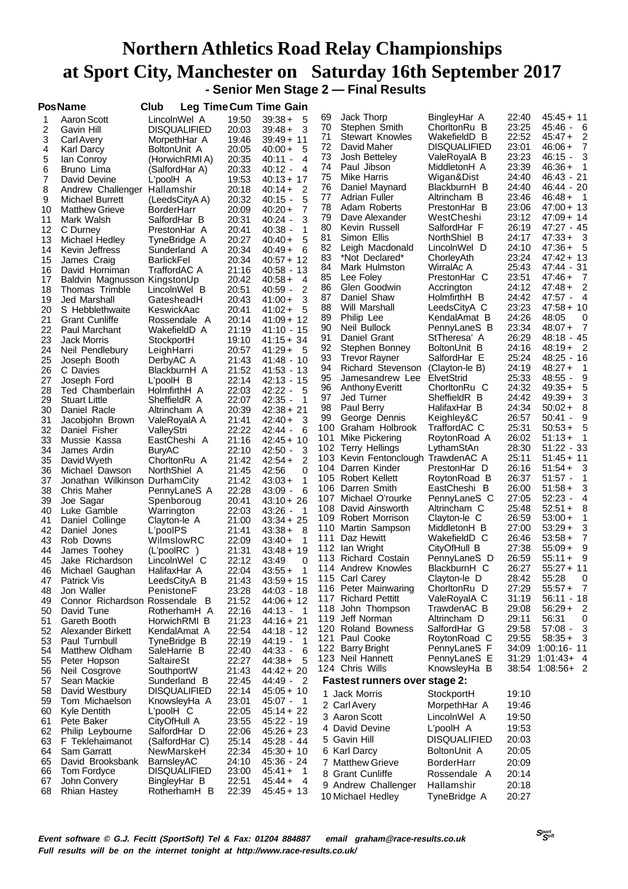# Northern Athletics Road Relay Championships at Sport City, Manchester on Saturday 16th September 2017

## - Senior Men Stage 2 — Final Results

| Pos | Name | Club | Leg Time | Cum Time | Gain |
|---|---|---|---|---|---|
| 1 | Aaron Scott | LincolnWel A | 19:50 | 39:38 | + 5 |
| 2 | Gavin Hill | DISQUALIFIED | 20:03 | 39:48 | + 3 |
| 3 | Carl Avery | MorpethHar A | 19:46 | 39:49 | + 11 |
| 4 | Karl Darcy | BoltonUnit A | 20:05 | 40:00 | + 5 |
| 5 | Ian Conroy | (HorwichRMI A) | 20:35 | 40:11 | - 4 |
| 6 | Bruno Lima | (SalfordHar A) | 20:33 | 40:12 | - 4 |
| 7 | David Devine | L'poolH A | 19:53 | 40:13 | + 17 |
| 8 | Andrew Challenger | Hallamshir | 20:18 | 40:14 | + 2 |
| 9 | Michael Burrett | (LeedsCityA A) | 20:32 | 40:15 | - 5 |
| 10 | Matthew Grieve | BorderHarr | 20:09 | 40:20 | + 7 |
| 11 | Mark Walsh | SalfordHar B | 20:31 | 40:24 | - 3 |
| 12 | C Durney | PrestonHar A | 20:41 | 40:38 | - 1 |
| 13 | Michael Hedley | TyneBridge A | 20:27 | 40:40 | + 5 |
| 14 | Kevin Jeffress | Sunderland A | 20:34 | 40:49 | + 6 |
| 15 | James Craig | BarlickFel | 20:34 | 40:57 | + 12 |
| 16 | David Horniman | TraffordAC A | 21:16 | 40:58 | - 13 |
| 17 | Baldvin Magnusson | KingstonUp | 20:42 | 40:58 | + 4 |
| 18 | Thomas Trimble | LincolnWel B | 20:51 | 40:59 | - 2 |
| 19 | Jed Marshall | GatesheadH | 20:43 | 41:00 | + 3 |
| 20 | S Hebblethwaite | KeswickAac | 20:41 | 41:02 | + 5 |
| 21 | Grant Cunliffe | Rossendale A | 20:14 | 41:09 | + 12 |
| 22 | Paul Marchant | WakefieldD A | 21:19 | 41:10 | - 15 |
| 23 | Jack Morris | StockportH | 19:10 | 41:15 | + 34 |
| 24 | Neil Pendlebury | LeighHarri | 20:57 | 41:29 | + 5 |
| 25 | Joseph Booth | DerbyAC A | 21:43 | 41:48 | - 10 |
| 26 | C Davies | BlackburnH A | 21:52 | 41:53 | - 13 |
| 27 | Joseph Ford | L'poolH B | 22:14 | 42:13 | - 15 |
| 28 | Ted Chamberlain | HolmfirthH A | 22:03 | 42:22 | - 5 |
| 29 | Stuart Little | SheffieldR A | 22:07 | 42:35 | - 1 |
| 30 | Daniel Racle | Altrincham A | 20:39 | 42:38 | + 21 |
| 31 | Jacobjohn Brown | ValeRoyalA A | 21:41 | 42:40 | + 3 |
| 32 | Daniel Fisher | ValleyStri | 22:22 | 42:44 | - 6 |
| 33 | Mussie Kassa | EastCheshi A | 21:16 | 42:45 | + 10 |
| 34 | James Ardin | BuryAC | 22:10 | 42:50 | - 3 |
| 35 | David Wyeth | ChorltonRu A | 21:42 | 42:54 | + 2 |
| 36 | Michael Dawson | NorthShiel A | 21:45 | 42:56 | 0 |
| 37 | Jonathan Wilkinson | DurhamCity | 21:42 | 43:03 | + 1 |
| 38 | Chris Maher | PennyLaneS A | 22:28 | 43:09 | - 6 |
| 39 | Joe Sagar | Spenboroug | 20:41 | 43:10 | + 26 |
| 40 | Luke Gamble | Warrington | 22:03 | 43:26 | - 1 |
| 41 | Daniel Collinge | Clayton-le A | 21:00 | 43:34 | + 25 |
| 42 | Daniel Jones | L'poolPS | 21:41 | 43:38 | + 8 |
| 43 | Rob Downs | WilmslowRC | 22:09 | 43:40 | + 1 |
| 44 | James Toohey | (L'poolRC ) | 21:31 | 43:48 | + 19 |
| 45 | Jake Richardson | LincolnWel C | 22:12 | 43:49 | 0 |
| 46 | Michael Gaughan | HalifaxHar A | 22:04 | 43:55 | + 1 |
| 47 | Patrick Vis | LeedsCityA B | 21:43 | 43:59 | + 15 |
| 48 | Jon Waller | PenistoneF | 23:28 | 44:03 | - 18 |
| 49 | Connor Richardson | Rossendale B | 21:52 | 44:06 | + 12 |
| 50 | David Tune | RotherhamH A | 22:16 | 44:13 | - 1 |
| 51 | Gareth Booth | HorwichRMI B | 21:23 | 44:16 | + 21 |
| 52 | Alexander Birkett | KendalAmat A | 22:54 | 44:18 | - 12 |
| 53 | Paul Turnbull | TyneBridge B | 22:19 | 44:19 | - 1 |
| 54 | Matthew Oldham | SaleHarrie B | 22:40 | 44:33 | - 6 |
| 55 | Peter Hopson | SaltaireSt | 22:27 | 44:38 | + 5 |
| 56 | Neil Cosgrove | SouthportW | 21:43 | 44:42 | + 20 |
| 57 | Sean Mackie | Sunderland B | 22:45 | 44:49 | - 2 |
| 58 | David Westbury | DISQUALIFIED | 22:14 | 45:05 | + 10 |
| 59 | Tom Michaelson | KnowsleyHa A | 23:01 | 45:07 | - 1 |
| 60 | Kyle Dentith | L'poolH C | 22:05 | 45:14 | + 22 |
| 61 | Pete Baker | CityOfHull A | 23:55 | 45:22 | - 19 |
| 62 | Philip Leybourne | SalfordHar D | 22:06 | 45:26 | + 23 |
| 63 | F Teklehaimanot | (SalfordHar C) | 25:14 | 45:28 | - 44 |
| 64 | Sam Garratt | NewMarskeH | 22:34 | 45:30 | + 10 |
| 65 | David Brooksbank | BarnsleyAC | 24:10 | 45:36 | - 24 |
| 66 | Tom Fordyce | DISQUALIFIED | 23:00 | 45:41 | + 1 |
| 67 | John Convery | BingleyHar B | 22:51 | 45:44 | + 4 |
| 68 | Rhian Hastey | RotherhamH B | 22:39 | 45:45 | + 13 |
| 69 | Jack Thorp | BingleyHar A | 22:40 | 45:45 | + 11 |
| 70 | Stephen Smith | ChorltonRu B | 23:25 | 45:46 | - 6 |
| 71 | Stewart Knowles | WakefieldD B | 22:52 | 45:47 | + 2 |
| 72 | David Maher | DISQUALIFIED | 23:01 | 46:06 | + 7 |
| 73 | Josh Betteley | ValeRoyalA B | 23:23 | 46:15 | - 3 |
| 74 | Paul Jibson | MiddletonH A | 23:39 | 46:36 | + 1 |
| 75 | Mike Harris | Wigan&Dist | 24:40 | 46:43 | - 21 |
| 76 | Daniel Maynard | BlackburnH B | 24:40 | 46:44 | - 20 |
| 77 | Adrian Fuller | Altrincham B | 23:46 | 46:48 | + 1 |
| 78 | Adam Roberts | PrestonHar B | 23:06 | 47:00 | + 13 |
| 79 | Dave Alexander | WestCheshi | 23:12 | 47:09 | + 14 |
| 80 | Kevin Russell | SalfordHar F | 26:19 | 47:27 | - 45 |
| 81 | Simon Ellis | NorthShiel B | 24:17 | 47:33 | + 3 |
| 82 | Leigh Macdonald | LincolnWel D | 24:10 | 47:36 | + 5 |
| 83 | *Not Declared* | ChorleyAth | 23:24 | 47:42 | + 13 |
| 84 | Mark Hulmston | WirralAc A | 25:43 | 47:44 | - 31 |
| 85 | Lee Foley | PrestonHar C | 23:51 | 47:46 | + 7 |
| 86 | Glen Goodwin | Accrington | 24:12 | 47:48 | + 2 |
| 87 | Daniel Shaw | HolmfirthH B | 24:42 | 47:57 | - 4 |
| 88 | Will Marshall | LeedsCityA C | 23:23 | 47:58 | + 10 |
| 89 | Philip Lee | KendalAmat B | 24:26 | 48:05 | 0 |
| 90 | Neil Bullock | PennyLaneS B | 23:34 | 48:07 | + 7 |
| 91 | Daniel Grant | StTheresa' A | 26:29 | 48:18 | - 45 |
| 92 | Stephen Bonney | BoltonUnit B | 24:16 | 48:19 | + 2 |
| 93 | Trevor Rayner | SalfordHar E | 25:24 | 48:25 | - 16 |
| 94 | Richard Stevenson | (Clayton-le B) | 24:19 | 48:27 | + 1 |
| 95 | Jamesandrew Lee | ElvetStrid | 25:33 | 48:55 | - 9 |
| 96 | Anthony Everitt | ChorltonRu C | 24:32 | 49:35 | + 5 |
| 97 | Jed Turner | SheffieldR B | 24:42 | 49:39 | + 3 |
| 98 | Paul Berry | HalifaxHar B | 24:34 | 50:02 | + 8 |
| 99 | George Dennis | Keighley&C | 26:57 | 50:41 | - 9 |
| 100 | Graham Holbrook | TraffordAC C | 25:31 | 50:53 | + 5 |
| 101 | Mike Pickering | RoytonRoad A | 26:02 | 51:13 | + 1 |
| 102 | Terry Hellings | LythamStAn | 28:30 | 51:22 | - 33 |
| 103 | Kevin Fentonclough | TrawdenAC A | 25:11 | 51:45 | + 11 |
| 104 | Darren Kinder | PrestonHar D | 26:16 | 51:54 | + 3 |
| 105 | Robert Kellett | RoytonRoad B | 26:37 | 51:57 | - 1 |
| 106 | Darren Smith | EastCheshi B | 26:00 | 51:58 | + 3 |
| 107 | Michael O'rourke | PennyLaneS C | 27:05 | 52:23 | - 4 |
| 108 | David Ainsworth | Altrincham C | 25:48 | 52:51 | + 8 |
| 109 | Robert Morrison | Clayton-le C | 26:59 | 53:00 | + 1 |
| 110 | Martin Sampson | MiddletonH B | 27:00 | 53:29 | + 3 |
| 111 | Daz Hewitt | WakefieldD C | 26:46 | 53:58 | + 7 |
| 112 | Ian Wright | CityOfHull B | 27:38 | 55:09 | + 9 |
| 113 | Richard Costain | PennyLaneS D | 26:59 | 55:11 | + 9 |
| 114 | Andrew Knowles | BlackburnH C | 26:27 | 55:27 | + 11 |
| 115 | Carl Carey | Clayton-le D | 28:42 | 55:28 | 0 |
| 116 | Peter Mainwaring | ChorltonRu D | 27:29 | 55:57 | + 7 |
| 117 | Richard Pettitt | ValeRoyalA C | 31:19 | 56:11 | - 18 |
| 118 | John Thompson | TrawdenAC B | 29:08 | 56:29 | + 2 |
| 119 | Jeff Norman | Altrincham D | 29:11 | 56:31 | 0 |
| 120 | Roland Bowness | SalfordHar G | 29:58 | 57:08 | - 3 |
| 121 | Paul Cooke | RoytonRoad C | 29:55 | 58:35 | + 3 |
| 122 | Barry Bright | PennyLaneS F | 34:09 | 1:00:16 | - 11 |
| 123 | Neil Hannett | PennyLaneS E | 31:29 | 1:01:43 | + 4 |
| 124 | Chris Wills | KnowsleyHa B | 38:54 | 1:08:56 | + 2 |

### Fastest runners over stage 2:

| | Name | Club | Time |
|---|---|---|---|
| 1 | Jack Morris | StockportH | 19:10 |
| 2 | Carl Avery | MorpethHar A | 19:46 |
| 3 | Aaron Scott | LincolnWel A | 19:50 |
| 4 | David Devine | L'poolH A | 19:53 |
| 5 | Gavin Hill | DISQUALIFIED | 20:03 |
| 6 | Karl Darcy | BoltonUnit A | 20:05 |
| 7 | Matthew Grieve | BorderHarr | 20:09 |
| 8 | Grant Cunliffe | Rossendale A | 20:14 |
| 9 | Andrew Challenger | Hallamshir | 20:18 |
| 10 | Michael Hedley | TyneBridge A | 20:27 |

*Event software © G.J. Fecitt (SportSoft) Tel & Fax: 01204 884887 email graham@race-results.co.uk*
*Full results will be on the internet tonight at http://www.race-results.co.uk/*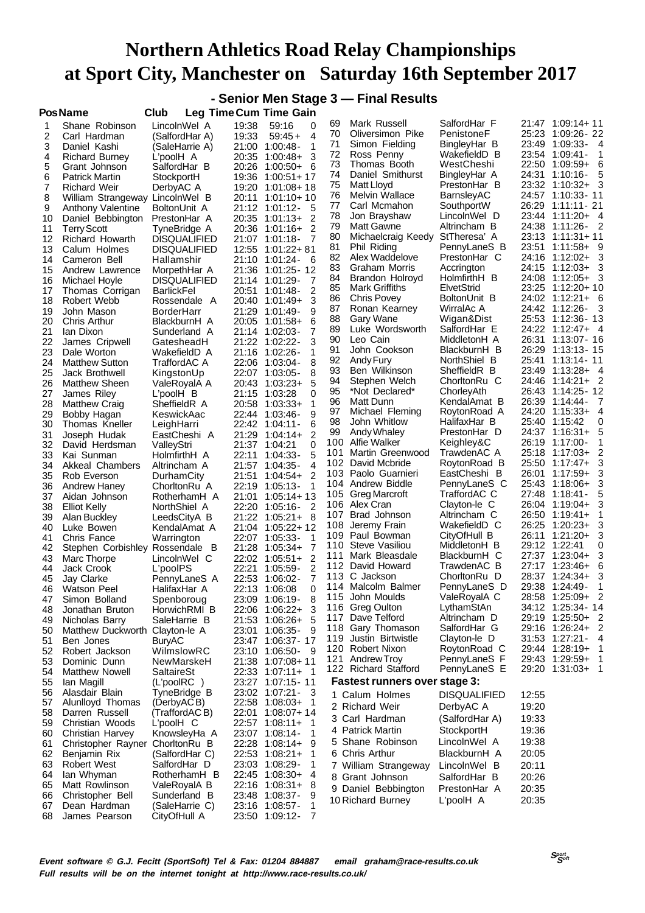# Northern Athletics Road Relay Championships at Sport City, Manchester on Saturday 16th September 2017

## - Senior Men Stage 3 — Final Results

| Pos | Name | Club | Leg Time | Cum Time | Gain |
|---|---|---|---|---|---|
| 1 | Shane Robinson | LincolnWel A | 19:38 | 59:16 | 0 |
| 2 | Carl Hardman | (SalfordHar A) | 19:33 | 59:45+ | 4 |
| 3 | Daniel Kashi | (SaleHarrie A) | 21:00 | 1:00:48- | 1 |
| 4 | Richard Burney | L'poolH A | 20:35 | 1:00:48+ | 3 |
| 5 | Grant Johnson | SalfordHar B | 20:26 | 1:00:50+ | 6 |
| 6 | Patrick Martin | StockportH | 19:36 | 1:00:51+ | 17 |
| 7 | Richard Weir | DerbyAC A | 19:20 | 1:01:08+ | 18 |
| 8 | William Strangeway | LincolnWel B | 20:11 | 1:01:10+ | 10 |
| 9 | Anthony Valentine | BoltonUnit A | 21:12 | 1:01:12- | 5 |
| 10 | Daniel Bebbington | PrestonHar A | 20:35 | 1:01:13+ | 2 |
| 11 | Terry Scott | TyneBridge A | 20:36 | 1:01:16+ | 2 |
| 12 | Richard Howarth | DISQUALIFIED | 21:07 | 1:01:18- | 7 |
| 13 | Calum Holmes | DISQUALIFIED | 12:55 | 1:01:22+ | 81 |
| 14 | Cameron Bell | Hallamshir | 21:10 | 1:01:24- | 6 |
| 15 | Andrew Lawrence | MorpethHar A | 21:36 | 1:01:25- | 12 |
| 16 | Michael Hoyle | DISQUALIFIED | 21:14 | 1:01:29- | 7 |
| 17 | Thomas Corrigan | BarlickFel | 20:51 | 1:01:48- | 2 |
| 18 | Robert Webb | Rossendale A | 20:40 | 1:01:49+ | 3 |
| 19 | John Mason | BorderHarr | 21:29 | 1:01:49- | 9 |
| 20 | Chris Arthur | BlackburnH A | 20:05 | 1:01:58+ | 6 |
| 21 | Ian Dixon | Sunderland A | 21:14 | 1:02:03- | 7 |
| 22 | James Cripwell | GatesheadH | 21:22 | 1:02:22- | 3 |
| 23 | Dale Worton | WakefieldD A | 21:16 | 1:02:26- | 1 |
| 24 | Matthew Sutton | TraffordAC A | 22:06 | 1:03:04- | 8 |
| 25 | Jack Brothwell | KingstonUp | 22:07 | 1:03:05- | 8 |
| 26 | Matthew Sheen | ValeRoyalA A | 20:43 | 1:03:23+ | 5 |
| 27 | James Riley | L'poolH B | 21:15 | 1:03:28 | 0 |
| 28 | Matthew Craig | SheffieldR A | 20:58 | 1:03:33+ | 1 |
| 29 | Bobby Hagan | KeswickAac | 22:44 | 1:03:46- | 9 |
| 30 | Thomas Kneller | LeighHarri | 22:42 | 1:04:11- | 6 |
| 31 | Joseph Hudak | EastCheshi A | 21:29 | 1:04:14+ | 2 |
| 32 | David Herdsman | ValleyStri | 21:37 | 1:04:21 | 0 |
| 33 | Kai Sunman | HolmfirthH A | 22:11 | 1:04:33- | 5 |
| 34 | Akkeal Chambers | Altrincham A | 21:57 | 1:04:35- | 4 |
| 35 | Rob Everson | DurhamCity | 21:51 | 1:04:54+ | 2 |
| 36 | Andrew Haney | ChorltonRu A | 22:19 | 1:05:13- | 1 |
| 37 | Aidan Johnson | RotherhamH A | 21:01 | 1:05:14+ | 13 |
| 38 | Elliot Kelly | NorthShiel A | 22:20 | 1:05:16- | 2 |
| 39 | Alan Buckley | LeedsCityA B | 21:22 | 1:05:21+ | 8 |
| 40 | Luke Bowen | KendalAmat A | 21:04 | 1:05:22+ | 12 |
| 41 | Chris Fance | Warrington | 22:07 | 1:05:33- | 1 |
| 42 | Stephen Corbishley | Rossendale B | 21:28 | 1:05:34+ | 7 |
| 43 | Marc Thorpe | LincolnWel C | 22:02 | 1:05:51+ | 2 |
| 44 | Jack Crook | L'poolPS | 22:21 | 1:05:59- | 2 |
| 45 | Jay Clarke | PennyLaneS A | 22:53 | 1:06:02- | 7 |
| 46 | Watson Peel | HalifaxHar A | 22:13 | 1:06:08 | 0 |
| 47 | Simon Bolland | Spenboroug | 23:09 | 1:06:19- | 8 |
| 48 | Jonathan Bruton | HorwichRMI B | 22:06 | 1:06:22+ | 3 |
| 49 | Nicholas Barry | SaleHarrie B | 21:53 | 1:06:26+ | 5 |
| 50 | Matthew Duckworth | Clayton-le A | 23:01 | 1:06:35- | 9 |
| 51 | Ben Jones | BuryAC | 23:47 | 1:06:37- | 17 |
| 52 | Robert Jackson | WilmslowRC | 23:10 | 1:06:50- | 9 |
| 53 | Dominic Dunn | NewMarskeH | 21:38 | 1:07:08+ | 11 |
| 54 | Matthew Nowell | SaltaireSt | 22:33 | 1:07:11+ | 1 |
| 55 | Ian Magill | (L'poolRC ) | 23:27 | 1:07:15- | 11 |
| 56 | Alasdair Blain | TyneBridge B | 23:02 | 1:07:21- | 3 |
| 57 | Alunlloyd Thomas | (DerbyAC B) | 22:58 | 1:08:03+ | 1 |
| 58 | Darren Russell | (TraffordAC B) | 22:01 | 1:08:07+ | 14 |
| 59 | Christian Woods | L'poolH C | 22:57 | 1:08:11+ | 1 |
| 60 | Christian Harvey | KnowsleyHa A | 23:07 | 1:08:14- | 1 |
| 61 | Christopher Rayner | ChorltonRu B | 22:28 | 1:08:14+ | 9 |
| 62 | Benjamin Rix | (SalfordHar C) | 22:53 | 1:08:21+ | 1 |
| 63 | Robert West | SalfordHar D | 23:03 | 1:08:29- | 1 |
| 64 | Ian Whyman | RotherhamH B | 22:45 | 1:08:30+ | 4 |
| 65 | Matt Rowlinson | ValeRoyalA B | 22:16 | 1:08:31+ | 8 |
| 66 | Christopher Bell | Sunderland B | 23:48 | 1:08:37- | 9 |
| 67 | Dean Hardman | (SaleHarrie C) | 23:16 | 1:08:57- | 1 |
| 68 | James Pearson | CityOfHull A | 23:50 | 1:09:12- | 7 |
| 69 | Mark Russell | SalfordHar F | 21:47 | 1:09:14+ | 11 |
| 70 | Oliversimon Pike | PenistoneF | 25:23 | 1:09:26- | 22 |
| 71 | Simon Fielding | BingleyHar B | 23:49 | 1:09:33- | 4 |
| 72 | Ross Penny | WakefieldD B | 23:54 | 1:09:41- | 1 |
| 73 | Thomas Booth | WestCheshi | 22:50 | 1:09:59+ | 6 |
| 74 | Daniel Smithurst | BingleyHar A | 24:31 | 1:10:16- | 5 |
| 75 | Matt Lloyd | PrestonHar B | 23:32 | 1:10:32+ | 3 |
| 76 | Melvin Wallace | BarnsleyAC | 24:57 | 1:10:33- | 11 |
| 77 | Carl Mcmahon | SouthportW | 26:29 | 1:11:11- | 21 |
| 78 | Jon Brayshaw | LincolnWel D | 23:44 | 1:11:20+ | 4 |
| 79 | Matt Gawne | Altrincham B | 24:38 | 1:11:26- | 2 |
| 80 | Michaelcraig Keedy | StTheresa' A | 23:13 | 1:11:31+ | 11 |
| 81 | Phil Riding | PennyLaneS B | 23:51 | 1:11:58+ | 9 |
| 82 | Alex Waddelove | PrestonHar C | 24:16 | 1:12:02+ | 3 |
| 83 | Graham Morris | Accrington | 24:15 | 1:12:03+ | 3 |
| 84 | Brandon Holroyd | HolmfirthH B | 24:08 | 1:12:05+ | 3 |
| 85 | Mark Griffiths | ElvetStrid | 23:25 | 1:12:20+ | 10 |
| 86 | Chris Povey | BoltonUnit B | 24:02 | 1:12:21+ | 6 |
| 87 | Ronan Kearney | WirralAc A | 24:42 | 1:12:26- | 3 |
| 88 | Gary Wane | Wigan&Dist | 25:53 | 1:12:36- | 13 |
| 89 | Luke Wordsworth | SalfordHar E | 24:22 | 1:12:47+ | 4 |
| 90 | Leo Cain | MiddletonH A | 26:31 | 1:13:07- | 16 |
| 91 | John Cookson | BlackburnH B | 26:29 | 1:13:13- | 15 |
| 92 | Andy Fury | NorthShiel B | 25:41 | 1:13:14- | 11 |
| 93 | Ben Wilkinson | SheffieldR B | 23:49 | 1:13:28+ | 4 |
| 94 | Stephen Welch | ChorltonRu C | 24:46 | 1:14:21+ | 2 |
| 95 | *Not Declared* | ChorleyAth | 26:43 | 1:14:25- | 12 |
| 96 | Matt Dunn | KendalAmat B | 26:39 | 1:14:44- | 7 |
| 97 | Michael Fleming | RoytonRoad A | 24:20 | 1:15:33+ | 4 |
| 98 | John Whitlow | HalifaxHar B | 25:40 | 1:15:42 | 0 |
| 99 | Andy Whaley | PrestonHar D | 24:37 | 1:16:31+ | 5 |
| 100 | Alfie Walker | Keighley&C | 26:19 | 1:17:00- | 1 |
| 101 | Martin Greenwood | TrawdenAC A | 25:18 | 1:17:03+ | 2 |
| 102 | David Mcbride | RoytonRoad B | 25:50 | 1:17:47+ | 3 |
| 103 | Paolo Guarnieri | EastCheshi B | 26:01 | 1:17:59+ | 3 |
| 104 | Andrew Biddle | PennyLaneS C | 25:43 | 1:18:06+ | 3 |
| 105 | Greg Marcroft | TraffordAC C | 27:48 | 1:18:41- | 5 |
| 106 | Alex Cran | Clayton-le C | 26:04 | 1:19:04+ | 3 |
| 107 | Brad Johnson | Altrincham C | 26:50 | 1:19:41+ | 1 |
| 108 | Jeremy Frain | WakefieldD C | 26:25 | 1:20:23+ | 3 |
| 109 | Paul Bowman | CityOfHull B | 26:11 | 1:21:20+ | 3 |
| 110 | Steve Vasiliou | MiddletonH B | 29:12 | 1:22:41 | 0 |
| 111 | Mark Bleasdale | BlackburnH C | 27:37 | 1:23:04+ | 3 |
| 112 | David Howard | TrawdenAC B | 27:17 | 1:23:46+ | 3 |
| 113 | C Jackson | ChorltonRu D | 28:37 | 1:24:34+ | 3 |
| 114 | Malcolm Balmer | PennyLaneS D | 29:38 | 1:24:49- | 1 |
| 115 | John Moulds | ValeRoyalA C | 28:58 | 1:25:09+ | 2 |
| 116 | Greg Oulton | LythamStAn | 34:12 | 1:25:34- | 14 |
| 117 | Dave Telford | Altrincham D | 29:19 | 1:25:50+ | 2 |
| 118 | Gary Thomason | SalfordHar G | 29:16 | 1:26:24+ | 2 |
| 119 | Justin Birtwistle | Clayton-le D | 31:53 | 1:27:21- | 4 |
| 120 | Robert Nixon | RoytonRoad C | 29:44 | 1:28:19+ | 1 |
| 121 | Andrew Troy | PennyLaneS F | 29:43 | 1:29:59+ | 1 |
| 122 | Richard Stafford | PennyLaneS E | 29:20 | 1:31:03+ | 1 |

### Fastest runners over stage 3:

| Pos | Name | Club | Time |
|---|---|---|---|
| 1 | Calum Holmes | DISQUALIFIED | 12:55 |
| 2 | Richard Weir | DerbyAC A | 19:20 |
| 3 | Carl Hardman | (SalfordHar A) | 19:33 |
| 4 | Patrick Martin | StockportH | 19:36 |
| 5 | Shane Robinson | LincolnWel A | 19:38 |
| 6 | Chris Arthur | BlackburnH A | 20:05 |
| 7 | William Strangeway | LincolnWel B | 20:11 |
| 8 | Grant Johnson | SalfordHar B | 20:26 |
| 9 | Daniel Bebbington | PrestonHar A | 20:35 |
| 10 | Richard Burney | L'poolH A | 20:35 |

*Event software © G.J. Fecitt (SportSoft) Tel & Fax: 01204 884887 email graham@race-results.co.uk*
*Full results will be on the internet tonight at http://www.race-results.co.uk/*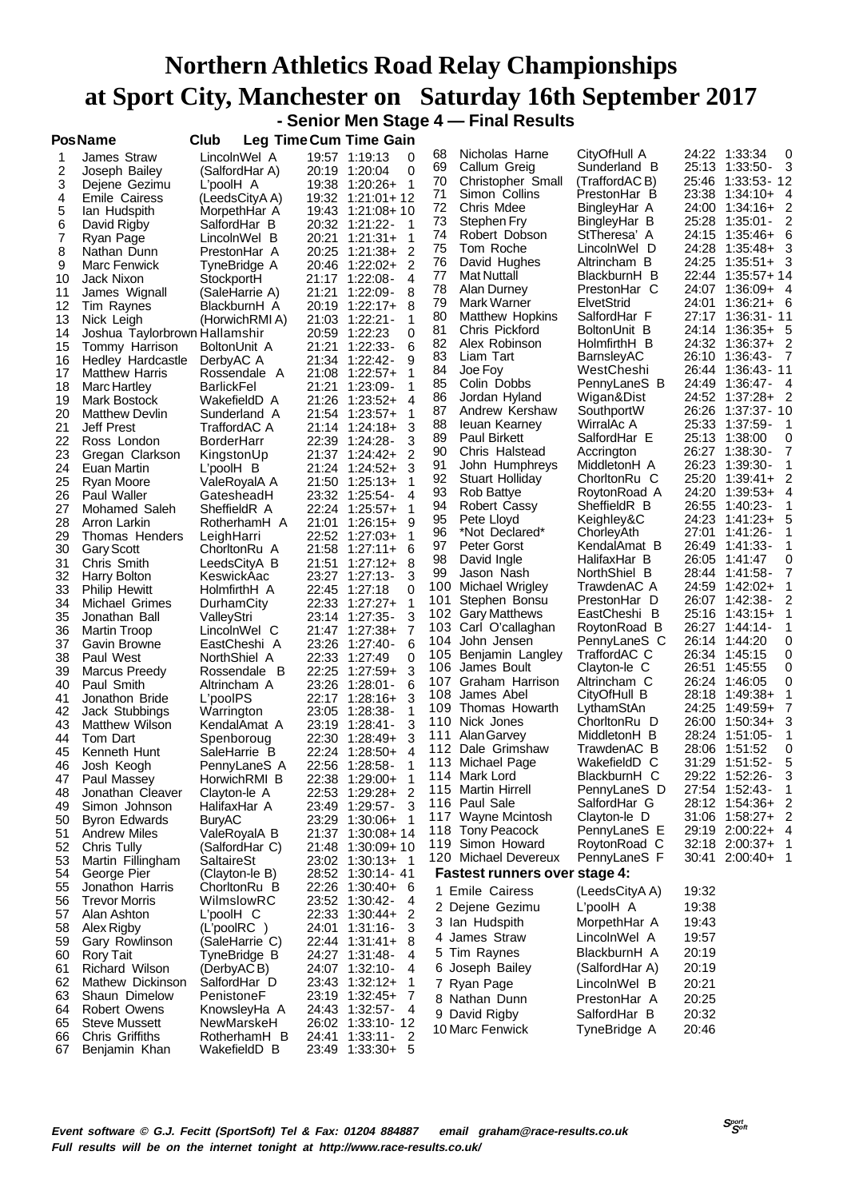# Northern Athletics Road Relay Championships
# at Sport City, Manchester on Saturday 16th September 2017

### - Senior Men Stage 4 — Final Results

| Pos | Name | Club | Leg Time | Cum Time | Gain |
|---|---|---|---|---|---|
| 1 | James Straw | LincolnWel A | 19:57 | 1:19:13 | 0 |
| 2 | Joseph Bailey | (SalfordHar A) | 20:19 | 1:20:04 | 0 |
| 3 | Dejene Gezimu | L'poolH A | 19:38 | 1:20:26+ | 1 |
| 4 | Emile Cairess | (LeedsCityA A) | 19:32 | 1:21:01+ | 12 |
| 5 | Ian Hudspith | MorpethHar A | 19:43 | 1:21:08+ | 10 |
| 6 | David Rigby | SalfordHar B | 20:32 | 1:21:22- | 1 |
| 7 | Ryan Page | LincolnWel B | 20:21 | 1:21:31+ | 1 |
| 8 | Nathan Dunn | PrestonHar A | 20:25 | 1:21:38+ | 2 |
| 9 | Marc Fenwick | TyneBridge A | 20:46 | 1:22:02+ | 2 |
| 10 | Jack Nixon | StockportH | 21:17 | 1:22:08- | 4 |
| 11 | James Wignall | (SaleHarrie A) | 21:21 | 1:22:09- | 8 |
| 12 | Tim Raynes | BlackburnH A | 20:19 | 1:22:17+ | 8 |
| 13 | Nick Leigh | (HorwichRMI A) | 21:03 | 1:22:21- | 1 |
| 14 | Joshua Taylor | brown Hallamshir | 20:59 | 1:22:23 | 0 |
| 15 | Tommy Harrison | BoltonUnit A | 21:21 | 1:22:33- | 6 |
| 16 | Hedley Hardcastle | DerbyAC A | 21:34 | 1:22:42- | 9 |
| 17 | Matthew Harris | Rossendale A | 21:08 | 1:22:57+ | 1 |
| 18 | Marc Hartley | BarlickFel | 21:21 | 1:23:09- | 1 |
| 19 | Mark Bostock | WakefieldD A | 21:26 | 1:23:52+ | 4 |
| 20 | Matthew Devlin | Sunderland A | 21:54 | 1:23:57+ | 1 |
| 21 | Jeff Prest | TraffordAC A | 21:14 | 1:24:18+ | 3 |
| 22 | Ross London | BorderHarr | 22:39 | 1:24:28- | 3 |
| 23 | Gregan Clarkson | KingstonUp | 21:37 | 1:24:42+ | 2 |
| 24 | Euan Martin | L'poolH B | 21:24 | 1:24:52+ | 3 |
| 25 | Ryan Moore | ValeRoyalA A | 21:50 | 1:25:13+ | 1 |
| 26 | Paul Waller | GatesheadH | 23:32 | 1:25:54- | 4 |
| 27 | Mohamed Saleh | SheffieldR A | 22:24 | 1:25:57+ | 1 |
| 28 | Arron Larkin | RotherhamH A | 21:01 | 1:26:15+ | 9 |
| 29 | Thomas Henders | LeighHarri | 22:52 | 1:27:03+ | 1 |
| 30 | Gary Scott | ChorltonRu A | 21:58 | 1:27:11+ | 6 |
| 31 | Chris Smith | LeedsCityA B | 21:51 | 1:27:12+ | 8 |
| 32 | Harry Bolton | KeswickAac | 23:27 | 1:27:13- | 3 |
| 33 | Philip Hewitt | HolmfirthH A | 22:45 | 1:27:18 | 0 |
| 34 | Michael Grimes | DurhamCity | 22:33 | 1:27:27+ | 1 |
| 35 | Jonathan Ball | ValleyStri | 23:14 | 1:27:35- | 3 |
| 36 | Martin Troop | LincolnWel C | 21:47 | 1:27:38+ | 7 |
| 37 | Gavin Browne | EastCheshi A | 23:26 | 1:27:40- | 6 |
| 38 | Paul West | NorthShiel A | 22:33 | 1:27:49 | 0 |
| 39 | Marcus Preedy | Rossendale B | 22:25 | 1:27:59+ | 3 |
| 40 | Paul Smith | Altrincham A | 23:26 | 1:28:01- | 6 |
| 41 | Jonathon Bride | L'poolPS | 22:17 | 1:28:16+ | 3 |
| 42 | Jack Stubbings | Warrington | 23:05 | 1:28:38- | 1 |
| 43 | Matthew Wilson | KendalAmat A | 23:19 | 1:28:41- | 3 |
| 44 | Tom Dart | Spenboroug | 22:30 | 1:28:49+ | 3 |
| 45 | Kenneth Hunt | SaleHarrie B | 22:24 | 1:28:50+ | 4 |
| 46 | Josh Keogh | PennyLaneS A | 22:56 | 1:28:58- | 1 |
| 47 | Paul Massey | HorwichRMI B | 22:38 | 1:29:00+ | 1 |
| 48 | Jonathan Cleaver | Clayton-le A | 22:53 | 1:29:28+ | 2 |
| 49 | Simon Johnson | HalifaxHar A | 23:49 | 1:29:57- | 3 |
| 50 | Byron Edwards | BuryAC | 23:29 | 1:30:06+ | 1 |
| 51 | Andrew Miles | ValeRoyalA B | 21:37 | 1:30:08+ | 14 |
| 52 | Chris Tully | (SalfordHar C) | 21:48 | 1:30:09+ | 10 |
| 53 | Martin Fillingham | SaltaireSt | 23:02 | 1:30:13+ | 1 |
| 54 | George Pier | (Clayton-le B) | 28:52 | 1:30:14- | 41 |
| 55 | Jonathon Harris | ChorltonRu B | 22:26 | 1:30:40+ | 6 |
| 56 | Trevor Morris | WilmslowRC | 23:52 | 1:30:42- | 4 |
| 57 | Alan Ashton | L'poolH C | 22:33 | 1:30:44+ | 2 |
| 58 | Alex Rigby | (L'poolRC ) | 24:01 | 1:31:16- | 3 |
| 59 | Gary Rowlinson | (SaleHarrie C) | 22:44 | 1:31:41+ | 8 |
| 60 | Rory Tait | TyneBridge B | 24:27 | 1:31:48- | 4 |
| 61 | Richard Wilson | (DerbyAC B) | 24:07 | 1:32:10- | 4 |
| 62 | Mathew Dickinson | SalfordHar D | 23:43 | 1:32:12+ | 1 |
| 63 | Shaun Dimelow | PenistoneF | 23:19 | 1:32:45+ | 7 |
| 64 | Robert Owens | KnowsleyHa A | 24:43 | 1:32:57- | 4 |
| 65 | Steve Mussett | NewMarskeH | 26:02 | 1:33:10- | 12 |
| 66 | Chris Griffiths | RotherhamH B | 24:41 | 1:33:11- | 2 |
| 67 | Benjamin Khan | WakefieldD B | 23:49 | 1:33:30+ | 5 |
| 68 | Nicholas Harne | CityOfHull A | 24:22 | 1:33:34 | 0 |
| 69 | Callum Greig | Sunderland B | 25:13 | 1:33:50- | 3 |
| 70 | Christopher Small | (TraffordAC B) | 25:46 | 1:33:53- | 12 |
| 71 | Simon Collins | PrestonHar B | 23:38 | 1:34:10+ | 4 |
| 72 | Chris Mdee | BingleyHar A | 24:00 | 1:34:16+ | 2 |
| 73 | Stephen Fry | BingleyHar B | 25:28 | 1:35:01- | 2 |
| 74 | Robert Dobson | StTheresa' A | 24:15 | 1:35:46+ | 6 |
| 75 | Tom Roche | LincolnWel D | 24:28 | 1:35:48+ | 3 |
| 76 | David Hughes | Altrincham B | 24:25 | 1:35:51+ | 3 |
| 77 | Mat Nuttall | BlackburnH B | 22:44 | 1:35:57+ | 14 |
| 78 | Alan Durney | PrestonHar C | 24:07 | 1:36:09+ | 4 |
| 79 | Mark Warner | ElvetStrid | 24:01 | 1:36:21+ | 6 |
| 80 | Matthew Hopkins | SalfordHar F | 27:17 | 1:36:31- | 11 |
| 81 | Chris Pickford | BoltonUnit B | 24:14 | 1:36:35+ | 5 |
| 82 | Alex Robinson | HolmfirthH B | 24:32 | 1:36:37+ | 2 |
| 83 | Liam Tart | BarnsleyAC | 26:10 | 1:36:43- | 7 |
| 84 | Joe Foy | WestCheshi | 26:44 | 1:36:43- | 11 |
| 85 | Colin Dobbs | PennyLaneS B | 24:49 | 1:36:47- | 4 |
| 86 | Jordan Hyland | Wigan&Dist | 24:52 | 1:37:28+ | 2 |
| 87 | Andrew Kershaw | SouthportW | 26:26 | 1:37:37- | 10 |
| 88 | Ieuan Kearney | WirralAc A | 25:33 | 1:37:59- | 1 |
| 89 | Paul Birkett | SalfordHar E | 25:13 | 1:38:00 | 0 |
| 90 | Chris Halstead | Accrington | 26:27 | 1:38:30- | 7 |
| 91 | John Humphreys | MiddletonH A | 26:23 | 1:39:30- | 1 |
| 92 | Stuart Holliday | ChorltonRu C | 25:20 | 1:39:41+ | 2 |
| 93 | Rob Battye | RoytonRoad A | 24:20 | 1:39:53+ | 4 |
| 94 | Robert Cassy | SheffieldR B | 26:55 | 1:40:23- | 1 |
| 95 | Pete Lloyd | Keighley&C | 24:23 | 1:41:23+ | 5 |
| 96 | *Not Declared* | ChorleyAth | 27:01 | 1:41:26- | 1 |
| 97 | Peter Gorst | KendalAmat B | 26:49 | 1:41:33- | 1 |
| 98 | David Ingle | HalifaxHar B | 26:05 | 1:41:47 | 0 |
| 99 | Jason Nash | NorthShiel B | 28:44 | 1:41:58- | 7 |
| 100 | Michael Wrigley | TrawdenAC A | 24:59 | 1:42:02+ | 1 |
| 101 | Stephen Bonsu | PrestonHar D | 26:07 | 1:42:38- | 2 |
| 102 | Gary Matthews | EastCheshi B | 25:16 | 1:43:15+ | 1 |
| 103 | Carl O'callaghan | RoytonRoad B | 26:27 | 1:44:14- | 1 |
| 104 | John Jensen | PennyLaneS C | 26:14 | 1:44:20 | 0 |
| 105 | Benjamin Langley | TraffordAC C | 26:34 | 1:45:15 | 0 |
| 106 | James Boult | Clayton-le C | 26:51 | 1:45:55 | 0 |
| 107 | Graham Harrison | Altrincham C | 26:24 | 1:46:05 | 0 |
| 108 | James Abel | CityOfHull B | 28:18 | 1:49:38+ | 1 |
| 109 | Thomas Howarth | LythamStAn | 24:25 | 1:49:59+ | 7 |
| 110 | Nick Jones | ChorltonRu D | 26:00 | 1:50:34+ | 3 |
| 111 | Alan Garvey | MiddletonH B | 28:24 | 1:51:05- | 1 |
| 112 | Dale Grimshaw | TrawdenAC B | 28:06 | 1:51:52 | 0 |
| 113 | Michael Page | WakefieldD C | 31:29 | 1:51:52- | 5 |
| 114 | Mark Lord | BlackburnH C | 29:22 | 1:52:26- | 3 |
| 115 | Martin Hirrell | PennyLaneS D | 27:54 | 1:52:43- | 1 |
| 116 | Paul Sale | SalfordHar G | 28:12 | 1:54:36+ | 2 |
| 117 | Wayne Mcintosh | Clayton-le D | 31:06 | 1:58:27+ | 2 |
| 118 | Tony Peacock | PennyLaneS E | 29:19 | 2:00:22+ | 4 |
| 119 | Simon Howard | RoytonRoad C | 32:18 | 2:00:37+ | 1 |
| 120 | Michael Devereux | PennyLaneS F | 30:41 | 2:00:40+ | 1 |

**Fastest runners over stage 4:**

| | Name | Club | Time |
|---|---|---|---|
| 1 | Emile Cairess | (LeedsCityA A) | 19:32 |
| 2 | Dejene Gezimu | L'poolH A | 19:38 |
| 3 | Ian Hudspith | MorpethHar A | 19:43 |
| 4 | James Straw | LincolnWel A | 19:57 |
| 5 | Tim Raynes | BlackburnH A | 20:19 |
| 6 | Joseph Bailey | (SalfordHar A) | 20:19 |
| 7 | Ryan Page | LincolnWel B | 20:21 |
| 8 | Nathan Dunn | PrestonHar A | 20:25 |
| 9 | David Rigby | SalfordHar B | 20:32 |
| 10 | Marc Fenwick | TyneBridge A | 20:46 |

*Event software © G.J. Fecitt (SportSoft) Tel & Fax: 01204 884887 email graham@race-results.co.uk*
*Full results will be on the internet tonight at http://www.race-results.co.uk/*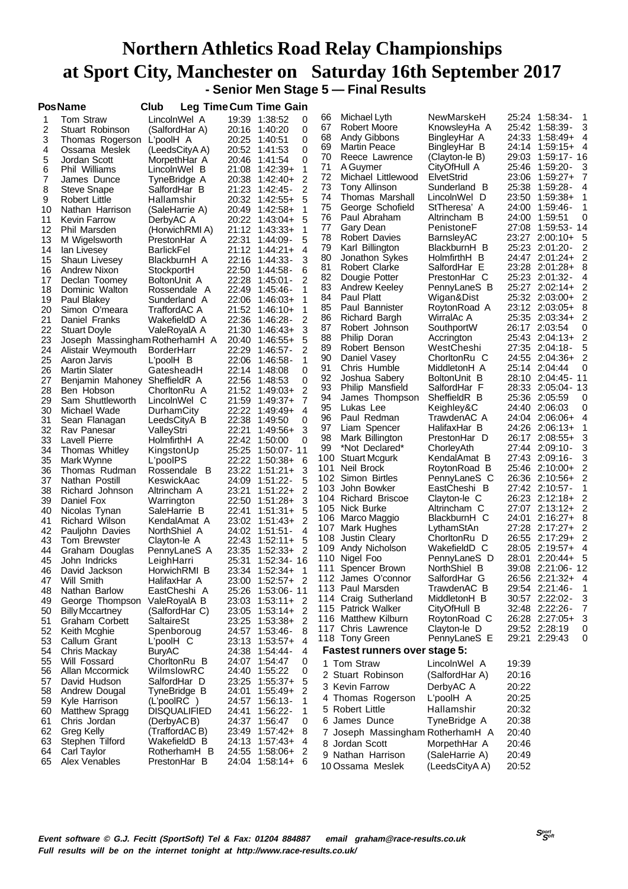# Northern Athletics Road Relay Championships
# at Sport City, Manchester on Saturday 16th September 2017

## - Senior Men Stage 5 — Final Results

| Pos | Name | Club | Leg Time | Cum Time | Gain |
|---|---|---|---|---|---|
| 1 | Tom Straw | LincolnWel A | 19:39 | 1:38:52 | 0 |
| 2 | Stuart Robinson | (SalfordHar A) | 20:16 | 1:40:20 | 0 |
| 3 | Thomas Rogerson | L'poolH A | 20:25 | 1:40:51 | 0 |
| 4 | Ossama Meslek | (LeedsCityA A) | 20:52 | 1:41:53 | 0 |
| 5 | Jordan Scott | MorpethHar A | 20:46 | 1:41:54 | 0 |
| 6 | Phil Williams | LincolnWel B | 21:08 | 1:42:39+ | 1 |
| 7 | James Dunce | TyneBridge A | 20:38 | 1:42:40+ | 2 |
| 8 | Steve Snape | SalfordHar B | 21:23 | 1:42:45- | 2 |
| 9 | Robert Little | Hallamshir | 20:32 | 1:42:55+ | 5 |
| 10 | Nathan Harrison | (SaleHarrie A) | 20:49 | 1:42:58+ | 1 |
| 11 | Kevin Farrow | DerbyAC A | 20:22 | 1:43:04+ | 5 |
| 12 | Phil Marsden | (HorwichRMI A) | 21:12 | 1:43:33+ | 1 |
| 13 | M Wigelsworth | PrestonHar A | 22:31 | 1:44:09- | 5 |
| 14 | Ian Livesey | BarlickFel | 21:12 | 1:44:21+ | 4 |
| 15 | Shaun Livesey | BlackburnH A | 22:16 | 1:44:33- | 3 |
| 16 | Andrew Nixon | StockportH | 22:50 | 1:44:58- | 6 |
| 17 | Declan Toomey | BoltonUnit A | 22:28 | 1:45:01- | 2 |
| 18 | Dominic Walton | Rossendale A | 22:49 | 1:45:46- | 1 |
| 19 | Paul Blakey | Sunderland A | 22:06 | 1:46:03+ | 1 |
| 20 | Simon O'meara | TraffordAC A | 21:52 | 1:46:10+ | 1 |
| 21 | Daniel Franks | WakefieldD A | 22:36 | 1:46:28- | 2 |
| 22 | Stuart Doyle | ValeRoyalA A | 21:30 | 1:46:43+ | 3 |
| 23 | Joseph Massingham | RotherhamH A | 20:40 | 1:46:55+ | 5 |
| 24 | Alistair Weymouth | BorderHarr | 22:29 | 1:46:57- | 2 |
| 25 | Aaron Jarvis | L'poolH B | 22:06 | 1:46:58- | 1 |
| 26 | Martin Slater | GatesheadH | 22:14 | 1:48:08 | 0 |
| 27 | Benjamin Mahoney | SheffieldR A | 22:56 | 1:48:53 | 0 |
| 28 | Ben Hobson | ChorltonRu A | 21:52 | 1:49:03+ | 2 |
| 29 | Sam Shuttleworth | LincolnWel C | 21:59 | 1:49:37+ | 7 |
| 30 | Michael Wade | DurhamCity | 22:22 | 1:49:49+ | 4 |
| 31 | Sean Flanagan | LeedsCityA B | 22:38 | 1:49:50 | 0 |
| 32 | Rav Panesar | ValleyStri | 22:21 | 1:49:56+ | 3 |
| 33 | Lavell Pierre | HolmfirthH A | 22:42 | 1:50:00 | 0 |
| 34 | Thomas Whitley | KingstonUp | 25:25 | 1:50:07- | 11 |
| 35 | Mark Wynne | L'poolPS | 22:22 | 1:50:38+ | 6 |
| 36 | Thomas Rudman | Rossendale B | 23:22 | 1:51:21+ | 3 |
| 37 | Nathan Postill | KeswickAac | 24:09 | 1:51:22- | 5 |
| 38 | Richard Johnson | Altrincham A | 23:21 | 1:51:22+ | 2 |
| 39 | Daniel Fox | Warrington | 22:50 | 1:51:28+ | 3 |
| 40 | Nicolas Tynan | SaleHarrie B | 22:41 | 1:51:31+ | 5 |
| 41 | Richard Wilson | KendalAmat A | 23:02 | 1:51:43+ | 2 |
| 42 | Pauljohn Davies | NorthShiel A | 24:02 | 1:51:51- | 4 |
| 43 | Tom Brewster | Clayton-le A | 22:43 | 1:52:11+ | 5 |
| 44 | Graham Douglas | PennyLaneS A | 23:35 | 1:52:33+ | 2 |
| 45 | John Indricks | LeighHarri | 25:31 | 1:52:34- | 16 |
| 46 | David Jackson | HorwichRMI B | 23:34 | 1:52:34+ | 1 |
| 47 | Will Smith | HalifaxHar A | 23:00 | 1:52:57+ | 2 |
| 48 | Nathan Barlow | EastCheshi A | 25:26 | 1:53:06- | 11 |
| 49 | George Thompson | ValeRoyalA B | 23:03 | 1:53:11+ | 2 |
| 50 | Billy Mccartney | (SalfordHar C) | 23:05 | 1:53:14+ | 2 |
| 51 | Graham Corbett | SaltaireSt | 23:25 | 1:53:38+ | 2 |
| 52 | Keith Mcghie | Spenboroug | 24:57 | 1:53:46- | 8 |
| 53 | Callum Grant | L'poolH C | 23:13 | 1:53:57+ | 4 |
| 54 | Chris Mackay | BuryAC | 24:38 | 1:54:44- | 4 |
| 55 | Will Fossard | ChorltonRu B | 24:07 | 1:54:47 | 0 |
| 56 | Allan Mccormick | WilmslowRC | 24:40 | 1:55:22 | 0 |
| 57 | David Hudson | SalfordHar D | 23:25 | 1:55:37+ | 5 |
| 58 | Andrew Dougal | TyneBridge B | 24:01 | 1:55:49+ | 2 |
| 59 | Kyle Harrison | (L'poolRC ) | 24:57 | 1:56:13- | 1 |
| 60 | Matthew Spragg | DISQUALIFIED | 24:41 | 1:56:22- | 1 |
| 61 | Chris Jordan | (DerbyAC B) | 24:37 | 1:56:47 | 0 |
| 62 | Greg Kelly | (TraffordAC B) | 23:49 | 1:57:42+ | 8 |
| 63 | Stephen Tilford | WakefieldD B | 24:13 | 1:57:43+ | 4 |
| 64 | Carl Taylor | RotherhamH B | 24:55 | 1:58:06+ | 2 |
| 65 | Alex Venables | PrestonHar B | 24:04 | 1:58:14+ | 6 |
| 66 | Michael Lyth | NewMarskeH | 25:24 | 1:58:34- | 1 |
| 67 | Robert Moore | KnowsleyHa A | 25:42 | 1:58:39- | 3 |
| 68 | Andy Gibbons | BingleyHar A | 24:33 | 1:58:49+ | 4 |
| 69 | Martin Peace | BingleyHar B | 24:14 | 1:59:15+ | 4 |
| 70 | Reece Lawrence | (Clayton-le B) | 29:03 | 1:59:17- | 16 |
| 71 | A Guymer | CityOfHull A | 25:46 | 1:59:20- | 3 |
| 72 | Michael Littlewood | ElvetStrid | 23:06 | 1:59:27+ | 7 |
| 73 | Tony Allinson | Sunderland B | 25:38 | 1:59:28- | 4 |
| 74 | Thomas Marshall | LincolnWel D | 23:50 | 1:59:38+ | 1 |
| 75 | George Schofield | StTheresa' A | 24:00 | 1:59:46- | 1 |
| 76 | Paul Abraham | Altrincham B | 24:00 | 1:59:51 | 0 |
| 77 | Gary Dean | PenistoneF | 27:08 | 1:59:53- | 14 |
| 78 | Robert Davies | BarnsleyAC | 23:27 | 2:00:10+ | 5 |
| 79 | Karl Billington | BlackburnH B | 25:23 | 2:01:20- | 2 |
| 80 | Jonathon Sykes | HolmfirthH B | 24:47 | 2:01:24+ | 2 |
| 81 | Robert Clarke | SalfordHar E | 23:28 | 2:01:28+ | 8 |
| 82 | Dougie Potter | PrestonHar C | 25:23 | 2:01:32- | 4 |
| 83 | Andrew Keeley | PennyLaneS B | 25:27 | 2:02:14+ | 2 |
| 84 | Paul Platt | Wigan&Dist | 25:32 | 2:03:00+ | 2 |
| 85 | Paul Bannister | RoytonRoad A | 23:12 | 2:03:05+ | 8 |
| 86 | Richard Bargh | WirralAc A | 25:35 | 2:03:34+ | 2 |
| 87 | Robert Johnson | SouthportW | 26:17 | 2:03:54 | 0 |
| 88 | Philip Doran | Accrington | 25:43 | 2:04:13+ | 2 |
| 89 | Robert Benson | WestCheshi | 27:35 | 2:04:18- | 5 |
| 90 | Daniel Vasey | ChorltonRu C | 24:55 | 2:04:36+ | 2 |
| 91 | Chris Humble | MiddletonH A | 25:14 | 2:04:44 | 0 |
| 92 | Joshua Sabery | BoltonUnit B | 28:10 | 2:04:45- | 11 |
| 93 | Philip Mansfield | SalfordHar F | 28:33 | 2:05:04- | 13 |
| 94 | James Thompson | SheffieldR B | 25:36 | 2:05:59 | 0 |
| 95 | Lukas Lee | Keighley&C | 24:40 | 2:06:03 | 0 |
| 96 | Paul Redman | TrawdenAC A | 24:04 | 2:06:06+ | 4 |
| 97 | Liam Spencer | HalifaxHar B | 24:26 | 2:06:13+ | 1 |
| 98 | Mark Billington | PrestonHar D | 26:17 | 2:08:55+ | 3 |
| 99 | *Not Declared* | ChorleyAth | 27:44 | 2:09:10- | 3 |
| 100 | Stuart Mcgurk | KendalAmat B | 27:43 | 2:09:16- | 3 |
| 101 | Neil Brock | RoytonRoad B | 25:46 | 2:10:00+ | 2 |
| 102 | Simon Birtles | PennyLaneS C | 26:36 | 2:10:56+ | 2 |
| 103 | John Bowker | EastCheshi B | 27:42 | 2:10:57- | 1 |
| 104 | Richard Briscoe | Clayton-le C | 26:23 | 2:12:18+ | 2 |
| 105 | Nick Burke | Altrincham C | 27:07 | 2:13:12+ | 2 |
| 106 | Marco Maggio | BlackburnH C | 24:01 | 2:16:27+ | 8 |
| 107 | Mark Hughes | LythamStAn | 27:28 | 2:17:27+ | 2 |
| 108 | Justin Cleary | ChorltonRu D | 26:55 | 2:17:29+ | 2 |
| 109 | Andy Nicholson | WakefieldD C | 28:05 | 2:19:57+ | 4 |
| 110 | Nigel Foo | PennyLaneS D | 28:01 | 2:20:44+ | 5 |
| 111 | Spencer Brown | NorthShiel B | 39:08 | 2:21:06- | 12 |
| 112 | James O'connor | SalfordHar G | 26:56 | 2:21:32+ | 4 |
| 113 | Paul Marsden | TrawdenAC B | 29:54 | 2:21:46- | 1 |
| 114 | Craig Sutherland | MiddletonH B | 30:57 | 2:22:02- | 3 |
| 115 | Patrick Walker | CityOfHull B | 32:48 | 2:22:26- | 7 |
| 116 | Matthew Kilburn | RoytonRoad C | 26:28 | 2:27:05+ | 3 |
| 117 | Chris Lawrence | Clayton-le D | 29:52 | 2:28:19 | 0 |
| 118 | Tony Green | PennyLaneS E | 29:21 | 2:29:43 | 0 |

### Fastest runners over stage 5:

| Pos | Name | Club | Time |
|---|---|---|---|
| 1 | Tom Straw | LincolnWel A | 19:39 |
| 2 | Stuart Robinson | (SalfordHar A) | 20:16 |
| 3 | Kevin Farrow | DerbyAC A | 20:22 |
| 4 | Thomas Rogerson | L'poolH A | 20:25 |
| 5 | Robert Little | Hallamshir | 20:32 |
| 6 | James Dunce | TyneBridge A | 20:38 |
| 7 | Joseph Massingham | RotherhamH A | 20:40 |
| 8 | Jordan Scott | MorpethHar A | 20:46 |
| 9 | Nathan Harrison | (SaleHarrie A) | 20:49 |
| 10 | Ossama Meslek | (LeedsCityA A) | 20:52 |

*Event software © G.J. Fecitt (SportSoft) Tel & Fax: 01204 884887 email graham@race-results.co.uk*
*Full results will be on the internet tonight at http://www.race-results.co.uk/*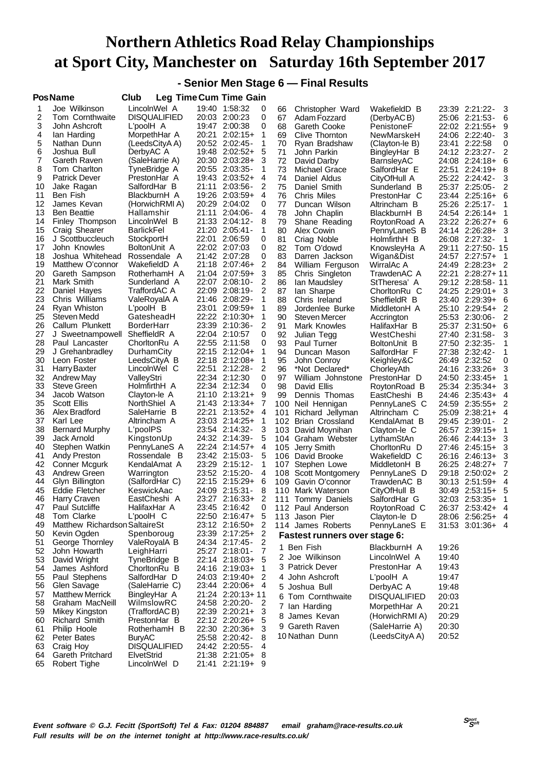# Northern Athletics Road Relay Championships at Sport City, Manchester on Saturday 16th September 2017

## - Senior Men Stage 6 — Final Results

| Pos | Name | Club | Leg Time | Cum Time | Gain |
|---|---|---|---|---|---|
| 1 | Joe Wilkinson | LincolnWel A | 19:40 | 1:58:32 | 0 |
| 2 | Tom Cornthwaite | DISQUALIFIED | 20:03 | 2:00:23 | 0 |
| 3 | John Ashcroft | L'poolH A | 19:47 | 2:00:38 | 0 |
| 4 | Ian Harding | MorpethHar A | 20:21 | 2:02:15+ | 1 |
| 5 | Nathan Dunn | (LeedsCityA A) | 20:52 | 2:02:45- | 1 |
| 6 | Joshua Bull | DerbyAC A | 19:48 | 2:02:52+ | 5 |
| 7 | Gareth Raven | (SaleHarrie A) | 20:30 | 2:03:28+ | 3 |
| 8 | Tom Charlton | TyneBridge A | 20:55 | 2:03:35- | 1 |
| 9 | Patrick Dever | PrestonHar A | 19:43 | 2:03:52+ | 4 |
| 10 | Jake Ragan | SalfordHar B | 21:11 | 2:03:56- | 2 |
| 11 | Ben Fish | BlackburnH A | 19:26 | 2:03:59+ | 4 |
| 12 | James Kevan | (HorwichRMI A) | 20:29 | 2:04:02 | 0 |
| 13 | Ben Beattie | Hallamshir | 21:11 | 2:04:06- | 4 |
| 14 | Finley Thompson | LincolnWel B | 21:33 | 2:04:12- | 8 |
| 15 | Craig Shearer | BarlickFel | 21:20 | 2:05:41- | 1 |
| 16 | J Scottbuccleuch | StockportH | 22:01 | 2:06:59 | 0 |
| 17 | John Knowles | BoltonUnit A | 22:02 | 2:07:03 | 0 |
| 18 | Joshua Whitehead | Rossendale A | 21:42 | 2:07:28 | 0 |
| 19 | Matthew O'connor | WakefieldD A | 21:18 | 2:07:46+ | 2 |
| 20 | Gareth Sampson | RotherhamH A | 21:04 | 2:07:59+ | 3 |
| 21 | Mark Smith | Sunderland A | 22:07 | 2:08:10- | 2 |
| 22 | Daniel Hayes | TraffordAC A | 22:09 | 2:08:19- | 2 |
| 23 | Chris Williams | ValeRoyalA A | 21:46 | 2:08:29- | 1 |
| 24 | Ryan Whiston | L'poolH B | 23:01 | 2:09:59+ | 1 |
| 25 | Steven Medd | GatesheadH | 22:22 | 2:10:30+ | 1 |
| 26 | Callum Plunkett | BorderHarr | 23:39 | 2:10:36- | 2 |
| 27 | J Sweetnampowell | SheffieldR A | 22:04 | 2:10:57 | 0 |
| 28 | Paul Lancaster | ChorltonRu A | 22:55 | 2:11:58 | 0 |
| 29 | J Grehanbradley | DurhamCity | 22:15 | 2:12:04+ | 1 |
| 30 | Leon Foster | LeedsCityA B | 22:18 | 2:12:08+ | 1 |
| 31 | Harry Baxter | LincolnWel C | 22:51 | 2:12:28- | 2 |
| 32 | Andrew May | ValleyStri | 22:34 | 2:12:30 | 0 |
| 33 | Steve Green | HolmfirthH A | 22:34 | 2:12:34 | 0 |
| 34 | Jacob Watson | Clayton-le A | 21:10 | 2:13:21+ | 9 |
| 35 | Scott Ellis | NorthShiel A | 21:43 | 2:13:34+ | 7 |
| 36 | Alex Bradford | SaleHarrie B | 22:21 | 2:13:52+ | 4 |
| 37 | Karl Lee | Altrincham A | 23:03 | 2:14:25+ | 1 |
| 38 | Bernard Murphy | L'poolPS | 23:54 | 2:14:32- | 3 |
| 39 | Jack Arnold | KingstonUp | 24:32 | 2:14:39- | 5 |
| 40 | Stephen Watkin | PennyLaneS A | 22:24 | 2:14:57+ | 4 |
| 41 | Andy Preston | Rossendale B | 23:42 | 2:15:03- | 5 |
| 42 | Conner Mcgurk | KendalAmat A | 23:29 | 2:15:12- | 1 |
| 43 | Andrew Green | Warrington | 23:52 | 2:15:20- | 4 |
| 44 | Glyn Billington | (SalfordHar C) | 22:15 | 2:15:29+ | 6 |
| 45 | Eddie Fletcher | KeswickAac | 24:09 | 2:15:31- | 8 |
| 46 | Harry Craven | EastCheshi A | 23:27 | 2:16:33+ | 2 |
| 47 | Paul Sutcliffe | HalifaxHar A | 23:45 | 2:16:42 | 0 |
| 48 | Tom Clarke | L'poolH C | 22:50 | 2:16:47+ | 5 |
| 49 | Matthew Richardson | SaltaireSt | 23:12 | 2:16:50+ | 2 |
| 50 | Kevin Ogden | Spenboroug | 23:39 | 2:17:25+ | 2 |
| 51 | George Thornley | ValeRoyalA B | 24:34 | 2:17:45- | 2 |
| 52 | John Howarth | LeighHarri | 25:27 | 2:18:01- | 7 |
| 53 | David Wright | TyneBridge B | 22:14 | 2:18:03+ | 5 |
| 54 | James Ashford | ChorltonRu B | 24:16 | 2:19:03+ | 1 |
| 55 | Paul Stephens | SalfordHar D | 24:03 | 2:19:40+ | 2 |
| 56 | Glen Savage | (SaleHarrie C) | 23:44 | 2:20:06+ | 4 |
| 57 | Matthew Merrick | BingleyHar A | 21:24 | 2:20:13+ | 11 |
| 58 | Graham MacNeill | WilmslowRC | 24:58 | 2:20:20- | 2 |
| 59 | Mikey Kingston | (TraffordAC B) | 22:39 | 2:20:21+ | 3 |
| 60 | Richard Smith | PrestonHar B | 22:12 | 2:20:26+ | 5 |
| 61 | Philip Hoole | RotherhamH B | 22:30 | 2:20:36+ | 3 |
| 62 | Peter Bates | BuryAC | 25:58 | 2:20:42- | 8 |
| 63 | Craig Hoy | DISQUALIFIED | 24:42 | 2:20:55- | 4 |
| 64 | Gareth Pritchard | ElvetStrid | 21:38 | 2:21:05+ | 8 |
| 65 | Robert Tighe | LincolnWel D | 21:41 | 2:21:19+ | 9 |
| 66 | Christopher Ward | WakefieldD B | 23:39 | 2:21:22- | 3 |
| 67 | Adam Fozzard | (DerbyAC B) | 25:06 | 2:21:53- | 6 |
| 68 | Gareth Cooke | PenistoneF | 22:02 | 2:21:55+ | 9 |
| 69 | Clive Thornton | NewMarskeH | 24:06 | 2:22:40- | 3 |
| 70 | Ryan Bradshaw | (Clayton-le B) | 23:41 | 2:22:58 | 0 |
| 71 | John Parkin | BingleyHar B | 24:12 | 2:23:27- | 2 |
| 72 | David Darby | BarnsleyAC | 24:08 | 2:24:18+ | 6 |
| 73 | Michael Grace | SalfordHar E | 22:51 | 2:24:19+ | 8 |
| 74 | Daniel Aldus | CityOfHull A | 25:22 | 2:24:42- | 3 |
| 75 | Daniel Smith | Sunderland B | 25:37 | 2:25:05- | 2 |
| 76 | Chris Miles | PrestonHar C | 23:44 | 2:25:16+ | 6 |
| 77 | Duncan Wilson | Altrincham B | 25:26 | 2:25:17- | 1 |
| 78 | John Chaplin | BlackburnH B | 24:54 | 2:26:14+ | 1 |
| 79 | Shane Reading | RoytonRoad A | 23:22 | 2:26:27+ | 6 |
| 80 | Alex Cowin | PennyLaneS B | 24:14 | 2:26:28+ | 3 |
| 81 | Criag Noble | HolmfirthH B | 26:08 | 2:27:32- | 1 |
| 82 | Tom O'dowd | KnowsleyHa A | 29:11 | 2:27:50- | 15 |
| 83 | Darren Jackson | Wigan&Dist | 24:57 | 2:27:57+ | 1 |
| 84 | William Ferguson | WirralAc A | 24:49 | 2:28:23+ | 2 |
| 85 | Chris Singleton | TrawdenAC A | 22:21 | 2:28:27+ | 11 |
| 86 | Ian Maudsley | StTheresa' A | 29:12 | 2:28:58- | 11 |
| 87 | Ian Sharpe | ChorltonRu C | 24:25 | 2:29:01+ | 3 |
| 88 | Chris Ireland | SheffieldR B | 23:40 | 2:29:39+ | 6 |
| 89 | Jordenlee Burke | MiddletonH A | 25:10 | 2:29:54+ | 2 |
| 90 | Steven Mercer | Accrington | 25:53 | 2:30:06- | 2 |
| 91 | Mark Knowles | HalifaxHar B | 25:37 | 2:31:50+ | 6 |
| 92 | Julian Tegg | WestCheshi | 27:40 | 2:31:58- | 3 |
| 93 | Paul Turner | BoltonUnit B | 27:50 | 2:32:35- | 1 |
| 94 | Duncan Mason | SalfordHar F | 27:38 | 2:32:42- | 1 |
| 95 | John Conroy | Keighley&C | 26:49 | 2:32:52 | 0 |
| 96 | *Not Declared* | ChorleyAth | 24:16 | 2:33:26+ | 3 |
| 97 | William Johnstone | PrestonHar D | 24:50 | 2:33:45+ | 1 |
| 98 | David Ellis | RoytonRoad B | 25:34 | 2:35:34+ | 3 |
| 99 | Dennis Thomas | EastCheshi B | 24:46 | 2:35:43+ | 4 |
| 100 | Neil Hennigan | PennyLaneS C | 24:59 | 2:35:55+ | 2 |
| 101 | Richard Jellyman | Altrincham C | 25:09 | 2:38:21+ | 4 |
| 102 | Brian Crossland | KendalAmat B | 29:45 | 2:39:01- | 2 |
| 103 | David Moynihan | Clayton-le C | 26:57 | 2:39:15+ | 1 |
| 104 | Graham Webster | LythamStAn | 26:46 | 2:44:13+ | 3 |
| 105 | Jerry Smith | ChorltonRu D | 27:46 | 2:45:15+ | 3 |
| 106 | David Brooke | WakefieldD C | 26:16 | 2:46:13+ | 3 |
| 107 | Stephen Lowe | MiddletonH B | 26:25 | 2:48:27+ | 7 |
| 108 | Scott Montgomery | PennyLaneS D | 29:18 | 2:50:02+ | 2 |
| 109 | Gavin O'connor | TrawdenAC B | 30:13 | 2:51:59+ | 4 |
| 110 | Mark Waterson | CityOfHull B | 30:49 | 2:53:15+ | 5 |
| 111 | Tommy Daniels | SalfordHar G | 32:03 | 2:53:35+ | 1 |
| 112 | Paul Anderson | RoytonRoad C | 26:37 | 2:53:42+ | 4 |
| 113 | Jason Pier | Clayton-le D | 28:06 | 2:56:25+ | 4 |
| 114 | James Roberts | PennyLaneS E | 31:53 | 3:01:36+ | 4 |

### Fastest runners over stage 6:

| | Name | Club | Time |
|---|---|---|---|
| 1 | Ben Fish | BlackburnH A | 19:26 |
| 2 | Joe Wilkinson | LincolnWel A | 19:40 |
| 3 | Patrick Dever | PrestonHar A | 19:43 |
| 4 | John Ashcroft | L'poolH A | 19:47 |
| 5 | Joshua Bull | DerbyAC A | 19:48 |
| 6 | Tom Cornthwaite | DISQUALIFIED | 20:03 |
| 7 | Ian Harding | MorpethHar A | 20:21 |
| 8 | James Kevan | (HorwichRMI A) | 20:29 |
| 9 | Gareth Raven | (SaleHarrie A) | 20:30 |
| 10 | Nathan Dunn | (LeedsCityA A) | 20:52 |

*Event software © G.J. Fecitt (SportSoft) Tel & Fax: 01204 884887 email graham@race-results.co.uk*
*Full results will be on the internet tonight at http://www.race-results.co.uk/*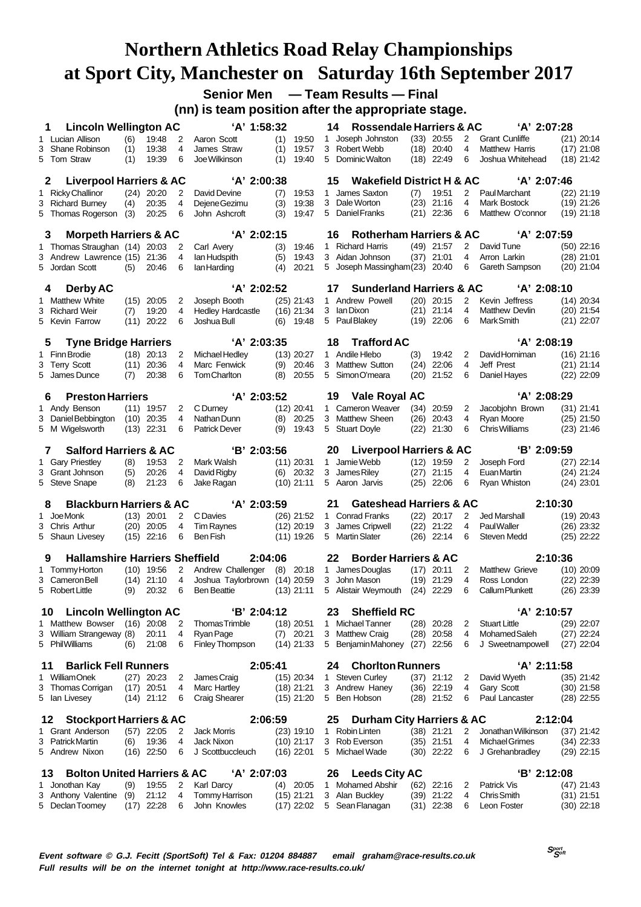# Northern Athletics Road Relay Championships at Sport City, Manchester on Saturday 16th September 2017

## Senior Men — Team Results — Final

**(nn) is team position after the appropriate stage.**

### 1 Lincoln Wellington AC 'A' 1:58:32

| Leg | Runner | Pos | Time | Leg | Runner | Pos | Time |
|---|---|---|---|---|---|---|---|
| 1 | Lucian Allison | (6) | 19:48 | 2 | Aaron Scott | (1) | 19:50 |
| 3 | Shane Robinson | (1) | 19:38 | 4 | James Straw | (1) | 19:57 |
| 5 | Tom Straw | (1) | 19:39 | 6 | Joe Wilkinson | (1) | 19:40 |

### 2 Liverpool Harriers & AC 'A' 2:00:38

| Leg | Runner | Pos | Time | Leg | Runner | Pos | Time |
|---|---|---|---|---|---|---|---|
| 1 | Ricky Challinor | (24) | 20:20 | 2 | David Devine | (7) | 19:53 |
| 3 | Richard Burney | (4) | 20:35 | 4 | Dejene Gezimu | (3) | 19:38 |
| 5 | Thomas Rogerson | (3) | 20:25 | 6 | John Ashcroft | (3) | 19:47 |

### 3 Morpeth Harriers & AC 'A' 2:02:15

| Leg | Runner | Pos | Time | Leg | Runner | Pos | Time |
|---|---|---|---|---|---|---|---|
| 1 | Thomas Straughan | (14) | 20:03 | 2 | Carl Avery | (3) | 19:46 |
| 3 | Andrew Lawrence | (15) | 21:36 | 4 | Ian Hudspith | (5) | 19:43 |
| 5 | Jordan Scott | (5) | 20:46 | 6 | Ian Harding | (4) | 20:21 |

### 4 Derby AC 'A' 2:02:52

| Leg | Runner | Pos | Time | Leg | Runner | Pos | Time |
|---|---|---|---|---|---|---|---|
| 1 | Matthew White | (15) | 20:05 | 2 | Joseph Booth | (25) | 21:43 |
| 3 | Richard Weir | (7) | 19:20 | 4 | Hedley Hardcastle | (16) | 21:34 |
| 5 | Kevin Farrow | (11) | 20:22 | 6 | Joshua Bull | (6) | 19:48 |

### 5 Tyne Bridge Harriers 'A' 2:03:35

| Leg | Runner | Pos | Time | Leg | Runner | Pos | Time |
|---|---|---|---|---|---|---|---|
| 1 | Finn Brodie | (18) | 20:13 | 2 | Michael Hedley | (13) | 20:27 |
| 3 | Terry Scott | (11) | 20:36 | 4 | Marc Fenwick | (9) | 20:46 |
| 5 | James Dunce | (7) | 20:38 | 6 | Tom Charlton | (8) | 20:55 |

### 6 Preston Harriers 'A' 2:03:52

| Leg | Runner | Pos | Time | Leg | Runner | Pos | Time |
|---|---|---|---|---|---|---|---|
| 1 | Andy Benson | (11) | 19:57 | 2 | C Durney | (12) | 20:41 |
| 3 | Daniel Bebbington | (10) | 20:35 | 4 | Nathan Dunn | (8) | 20:25 |
| 5 | M Wigelsworth | (13) | 22:31 | 6 | Patrick Dever | (9) | 19:43 |

### 7 Salford Harriers & AC 'B' 2:03:56

| Leg | Runner | Pos | Time | Leg | Runner | Pos | Time |
|---|---|---|---|---|---|---|---|
| 1 | Gary Priestley | (8) | 19:53 | 2 | Mark Walsh | (11) | 20:31 |
| 3 | Grant Johnson | (5) | 20:26 | 4 | David Rigby | (6) | 20:32 |
| 5 | Steve Snape | (8) | 21:23 | 6 | Jake Ragan | (10) | 21:11 |

### 8 Blackburn Harriers & AC 'A' 2:03:59

| Leg | Runner | Pos | Time | Leg | Runner | Pos | Time |
|---|---|---|---|---|---|---|---|
| 1 | Joe Monk | (13) | 20:01 | 2 | C Davies | (26) | 21:52 |
| 3 | Chris Arthur | (20) | 20:05 | 4 | Tim Raynes | (12) | 20:19 |
| 5 | Shaun Livesey | (15) | 22:16 | 6 | Ben Fish | (11) | 19:26 |

### 9 Hallamshire Harriers Sheffield 2:04:06

| Leg | Runner | Pos | Time | Leg | Runner | Pos | Time |
|---|---|---|---|---|---|---|---|
| 1 | Tommy Horton | (10) | 19:56 | 2 | Andrew Challenger | (8) | 20:18 |
| 3 | Cameron Bell | (14) | 21:10 | 4 | Joshua Taylorbrown | (14) | 20:59 |
| 5 | Robert Little | (9) | 20:32 | 6 | Ben Beattie | (13) | 21:11 |

### 10 Lincoln Wellington AC 'B' 2:04:12

| Leg | Runner | Pos | Time | Leg | Runner | Pos | Time |
|---|---|---|---|---|---|---|---|
| 1 | Matthew Bowser | (16) | 20:08 | 2 | Thomas Trimble | (18) | 20:51 |
| 3 | William Strangeway | (8) | 20:11 | 4 | Ryan Page | (7) | 20:21 |
| 5 | Phil Williams | (6) | 21:08 | 6 | Finley Thompson | (14) | 21:33 |

### 11 Barlick Fell Runners 2:05:41

| Leg | Runner | Pos | Time | Leg | Runner | Pos | Time |
|---|---|---|---|---|---|---|---|
| 1 | William Onek | (27) | 20:23 | 2 | James Craig | (15) | 20:34 |
| 3 | Thomas Corrigan | (17) | 20:51 | 4 | Marc Hartley | (18) | 21:21 |
| 5 | Ian Livesey | (14) | 21:12 | 6 | Craig Shearer | (15) | 21:20 |

### 12 Stockport Harriers & AC 2:06:59

| Leg | Runner | Pos | Time | Leg | Runner | Pos | Time |
|---|---|---|---|---|---|---|---|
| 1 | Grant Anderson | (57) | 22:05 | 2 | Jack Morris | (23) | 19:10 |
| 3 | Patrick Martin | (6) | 19:36 | 4 | Jack Nixon | (10) | 21:17 |
| 5 | Andrew Nixon | (16) | 22:50 | 6 | J Scottbuccleuch | (16) | 22:01 |

### 13 Bolton United Harriers & AC 'A' 2:07:03

| Leg | Runner | Pos | Time | Leg | Runner | Pos | Time |
|---|---|---|---|---|---|---|---|
| 1 | Jonothan Kay | (9) | 19:55 | 2 | Karl Darcy | (4) | 20:05 |
| 3 | Anthony Valentine | (9) | 21:12 | 4 | Tommy Harrison | (15) | 21:21 |
| 5 | Declan Toomey | (17) | 22:28 | 6 | John Knowles | (17) | 22:02 |

### 14 Rossendale Harriers & AC 'A' 2:07:28

| Leg | Runner | Pos | Time | Leg | Runner | Pos | Time |
|---|---|---|---|---|---|---|---|
| 1 | Joseph Johnston | (33) | 20:55 | 2 | Grant Cunliffe | (21) | 20:14 |
| 3 | Robert Webb | (18) | 20:40 | 4 | Matthew Harris | (17) | 21:08 |
| 5 | Dominic Walton | (18) | 22:49 | 6 | Joshua Whitehead | (18) | 21:42 |

### 15 Wakefield District H & AC 'A' 2:07:46

| Leg | Runner | Pos | Time | Leg | Runner | Pos | Time |
|---|---|---|---|---|---|---|---|
| 1 | James Saxton | (7) | 19:51 | 2 | Paul Marchant | (22) | 21:19 |
| 3 | Dale Worton | (23) | 21:16 | 4 | Mark Bostock | (19) | 21:26 |
| 5 | Daniel Franks | (21) | 22:36 | 6 | Matthew O'connor | (19) | 21:18 |

### 16 Rotherham Harriers & AC 'A' 2:07:59

| Leg | Runner | Pos | Time | Leg | Runner | Pos | Time |
|---|---|---|---|---|---|---|---|
| 1 | Richard Harris | (49) | 21:57 | 2 | David Tune | (50) | 22:16 |
| 3 | Aidan Johnson | (37) | 21:01 | 4 | Arron Larkin | (28) | 21:01 |
| 5 | Joseph Massingham | (23) | 20:40 | 6 | Gareth Sampson | (20) | 21:04 |

### 17 Sunderland Harriers & AC 'A' 2:08:10

| Leg | Runner | Pos | Time | Leg | Runner | Pos | Time |
|---|---|---|---|---|---|---|---|
| 1 | Andrew Powell | (20) | 20:15 | 2 | Kevin Jeffress | (14) | 20:34 |
| 3 | Ian Dixon | (21) | 21:14 | 4 | Matthew Devlin | (20) | 21:54 |
| 5 | Paul Blakey | (19) | 22:06 | 6 | Mark Smith | (21) | 22:07 |

### 18 Trafford AC 'A' 2:08:19

| Leg | Runner | Pos | Time | Leg | Runner | Pos | Time |
|---|---|---|---|---|---|---|---|
| 1 | Andile Hlebo | (3) | 19:42 | 2 | David Horniman | (16) | 21:16 |
| 3 | Matthew Sutton | (24) | 22:06 | 4 | Jeff Prest | (21) | 21:14 |
| 5 | Simon O'meara | (20) | 21:52 | 6 | Daniel Hayes | (22) | 22:09 |

### 19 Vale Royal AC 'A' 2:08:29

| Leg | Runner | Pos | Time | Leg | Runner | Pos | Time |
|---|---|---|---|---|---|---|---|
| 1 | Cameron Weaver | (34) | 20:59 | 2 | Jacobjohn Brown | (31) | 21:41 |
| 3 | Matthew Sheen | (26) | 20:43 | 4 | Ryan Moore | (25) | 21:50 |
| 5 | Stuart Doyle | (22) | 21:30 | 6 | Chris Williams | (23) | 21:46 |

### 20 Liverpool Harriers & AC 'B' 2:09:59

| Leg | Runner | Pos | Time | Leg | Runner | Pos | Time |
|---|---|---|---|---|---|---|---|
| 1 | Jamie Webb | (12) | 19:59 | 2 | Joseph Ford | (27) | 22:14 |
| 3 | James Riley | (27) | 21:15 | 4 | Euan Martin | (24) | 21:24 |
| 5 | Aaron Jarvis | (25) | 22:06 | 6 | Ryan Whiston | (24) | 23:01 |

### 21 Gateshead Harriers & AC 2:10:30

| Leg | Runner | Pos | Time | Leg | Runner | Pos | Time |
|---|---|---|---|---|---|---|---|
| 1 | Conrad Franks | (22) | 20:17 | 2 | Jed Marshall | (19) | 20:43 |
| 3 | James Cripwell | (22) | 21:22 | 4 | Paul Waller | (26) | 23:32 |
| 5 | Martin Slater | (26) | 22:14 | 6 | Steven Medd | (25) | 22:22 |

### 22 Border Harriers & AC 2:10:36

| Leg | Runner | Pos | Time | Leg | Runner | Pos | Time |
|---|---|---|---|---|---|---|---|
| 1 | James Douglas | (17) | 20:11 | 2 | Matthew Grieve | (10) | 20:09 |
| 3 | John Mason | (19) | 21:29 | 4 | Ross London | (22) | 22:39 |
| 5 | Alistair Weymouth | (24) | 22:29 | 6 | Callum Plunkett | (26) | 23:39 |

### 23 Sheffield RC 'A' 2:10:57

| Leg | Runner | Pos | Time | Leg | Runner | Pos | Time |
|---|---|---|---|---|---|---|---|
| 1 | Michael Tanner | (28) | 20:28 | 2 | Stuart Little | (29) | 22:07 |
| 3 | Matthew Craig | (28) | 20:58 | 4 | Mohamed Saleh | (27) | 22:24 |
| 5 | Benjamin Mahoney | (27) | 22:56 | 6 | J Sweetnampowell | (27) | 22:04 |

### 24 Chorlton Runners 'A' 2:11:58

| Leg | Runner | Pos | Time | Leg | Runner | Pos | Time |
|---|---|---|---|---|---|---|---|
| 1 | Steven Curley | (37) | 21:12 | 2 | David Wyeth | (35) | 21:42 |
| 3 | Andrew Haney | (36) | 22:19 | 4 | Gary Scott | (30) | 21:58 |
| 5 | Ben Hobson | (28) | 21:52 | 6 | Paul Lancaster | (28) | 22:55 |

### 25 Durham City Harriers & AC 2:12:04

| Leg | Runner | Pos | Time | Leg | Runner | Pos | Time |
|---|---|---|---|---|---|---|---|
| 1 | Robin Linten | (38) | 21:21 | 2 | Jonathan Wilkinson | (37) | 21:42 |
| 3 | Rob Everson | (35) | 21:51 | 4 | Michael Grimes | (34) | 22:33 |
| 5 | Michael Wade | (30) | 22:22 | 6 | J Grehanbradley | (29) | 22:15 |

### 26 Leeds City AC 'B' 2:12:08

| Leg | Runner | Pos | Time | Leg | Runner | Pos | Time |
|---|---|---|---|---|---|---|---|
| 1 | Mohamed Abshir | (62) | 22:16 | 2 | Patrick Vis | (47) | 21:43 |
| 3 | Alan Buckley | (39) | 21:22 | 4 | Chris Smith | (31) | 21:51 |
| 5 | Sean Flanagan | (31) | 22:38 | 6 | Leon Foster | (30) | 22:18 |

*Event software © G.J. Fecitt (SportSoft) Tel & Fax: 01204 884887 email graham@race-results.co.uk*

*Full results will be on the internet tonight at http://www.race-results.co.uk/*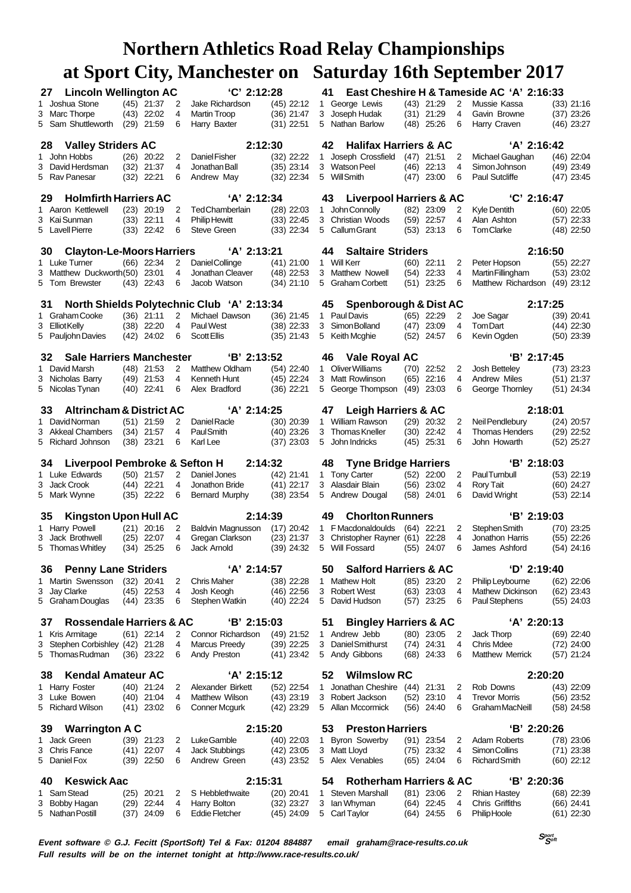# Northern Athletics Road Relay Championships
# at Sport City, Manchester on Saturday 16th September 2017

### 27 Lincoln Wellington AC 'C' 2:12:28

| Leg | Name | Pos | Time | Leg | Name | Pos | Time |
|---|---|---|---|---|---|---|---|
| 1 | Joshua Stone | (45) | 21:37 | 2 | Jake Richardson | (45) | 22:12 |
| 3 | Marc Thorpe | (43) | 22:02 | 4 | Martin Troop | (36) | 21:47 |
| 5 | Sam Shuttleworth | (29) | 21:59 | 6 | Harry Baxter | (31) | 22:51 |

### 28 Valley Striders AC 2:12:30

| Leg | Name | Pos | Time | Leg | Name | Pos | Time |
|---|---|---|---|---|---|---|---|
| 1 | John Hobbs | (26) | 20:22 | 2 | Daniel Fisher | (32) | 22:22 |
| 3 | David Herdsman | (32) | 21:37 | 4 | Jonathan Ball | (35) | 23:14 |
| 5 | Rav Panesar | (32) | 22:21 | 6 | Andrew May | (32) | 22:34 |

### 29 Holmfirth Harriers AC 'A' 2:12:34

| Leg | Name | Pos | Time | Leg | Name | Pos | Time |
|---|---|---|---|---|---|---|---|
| 1 | Aaron Kettlewell | (23) | 20:19 | 2 | Ted Chamberlain | (28) | 22:03 |
| 3 | Kai Sunman | (33) | 22:11 | 4 | Philip Hewitt | (33) | 22:45 |
| 5 | Lavell Pierre | (33) | 22:42 | 6 | Steve Green | (33) | 22:34 |

### 30 Clayton-Le-Moors Harriers 'A' 2:13:21

| Leg | Name | Pos | Time | Leg | Name | Pos | Time |
|---|---|---|---|---|---|---|---|
| 1 | Luke Turner | (66) | 22:34 | 2 | Daniel Collinge | (41) | 21:00 |
| 3 | Matthew Duckworth | (50) | 23:01 | 4 | Jonathan Cleaver | (48) | 22:53 |
| 5 | Tom Brewster | (43) | 22:43 | 6 | Jacob Watson | (34) | 21:10 |

### 31 North Shields Polytechnic Club 'A' 2:13:34

| Leg | Name | Pos | Time | Leg | Name | Pos | Time |
|---|---|---|---|---|---|---|---|
| 1 | Graham Cooke | (36) | 21:11 | 2 | Michael Dawson | (36) | 21:45 |
| 3 | Elliot Kelly | (38) | 22:20 | 4 | Paul West | (38) | 22:33 |
| 5 | Pauljohn Davies | (42) | 24:02 | 6 | Scott Ellis | (35) | 21:43 |

### 32 Sale Harriers Manchester 'B' 2:13:52

| Leg | Name | Pos | Time | Leg | Name | Pos | Time |
|---|---|---|---|---|---|---|---|
| 1 | David Marsh | (48) | 21:53 | 2 | Matthew Oldham | (54) | 22:40 |
| 3 | Nicholas Barry | (49) | 21:53 | 4 | Kenneth Hunt | (45) | 22:24 |
| 5 | Nicolas Tynan | (40) | 22:41 | 6 | Alex Bradford | (36) | 22:21 |

### 33 Altrincham & District AC 'A' 2:14:25

| Leg | Name | Pos | Time | Leg | Name | Pos | Time |
|---|---|---|---|---|---|---|---|
| 1 | David Norman | (51) | 21:59 | 2 | Daniel Racle | (30) | 20:39 |
| 3 | Akkeal Chambers | (34) | 21:57 | 4 | Paul Smith | (40) | 23:26 |
| 5 | Richard Johnson | (38) | 23:21 | 6 | Karl Lee | (37) | 23:03 |

### 34 Liverpool Pembroke & Sefton H 2:14:32

| Leg | Name | Pos | Time | Leg | Name | Pos | Time |
|---|---|---|---|---|---|---|---|
| 1 | Luke Edwards | (50) | 21:57 | 2 | Daniel Jones | (42) | 21:41 |
| 3 | Jack Crook | (44) | 22:21 | 4 | Jonathon Bride | (41) | 22:17 |
| 5 | Mark Wynne | (35) | 22:22 | 6 | Bernard Murphy | (38) | 23:54 |

### 35 Kingston Upon Hull AC 2:14:39

| Leg | Name | Pos | Time | Leg | Name | Pos | Time |
|---|---|---|---|---|---|---|---|
| 1 | Harry Powell | (21) | 20:16 | 2 | Baldvin Magnusson | (17) | 20:42 |
| 3 | Jack Brothwell | (25) | 22:07 | 4 | Gregan Clarkson | (23) | 21:37 |
| 5 | Thomas Whitley | (34) | 25:25 | 6 | Jack Arnold | (39) | 24:32 |

### 36 Penny Lane Striders 'A' 2:14:57

| Leg | Name | Pos | Time | Leg | Name | Pos | Time |
|---|---|---|---|---|---|---|---|
| 1 | Martin Swensson | (32) | 20:41 | 2 | Chris Maher | (38) | 22:28 |
| 3 | Jay Clarke | (45) | 22:53 | 4 | Josh Keogh | (46) | 22:56 |
| 5 | Graham Douglas | (44) | 23:35 | 6 | Stephen Watkin | (40) | 22:24 |

### 37 Rossendale Harriers & AC 'B' 2:15:03

| Leg | Name | Pos | Time | Leg | Name | Pos | Time |
|---|---|---|---|---|---|---|---|
| 1 | Kris Armitage | (61) | 22:14 | 2 | Connor Richardson | (49) | 21:52 |
| 3 | Stephen Corbishley | (42) | 21:28 | 4 | Marcus Preedy | (39) | 22:25 |
| 5 | Thomas Rudman | (36) | 23:22 | 6 | Andy Preston | (41) | 23:42 |

### 38 Kendal Amateur AC 'A' 2:15:12

| Leg | Name | Pos | Time | Leg | Name | Pos | Time |
|---|---|---|---|---|---|---|---|
| 1 | Harry Foster | (40) | 21:24 | 2 | Alexander Birkett | (52) | 22:54 |
| 3 | Luke Bowen | (40) | 21:04 | 4 | Matthew Wilson | (43) | 23:19 |
| 5 | Richard Wilson | (41) | 23:02 | 6 | Conner Mcgurk | (42) | 23:29 |

### 39 Warrington A C 2:15:20

| Leg | Name | Pos | Time | Leg | Name | Pos | Time |
|---|---|---|---|---|---|---|---|
| 1 | Jack Green | (39) | 21:23 | 2 | Luke Gamble | (40) | 22:03 |
| 3 | Chris Fance | (41) | 22:07 | 4 | Jack Stubbings | (42) | 23:05 |
| 5 | Daniel Fox | (39) | 22:50 | 6 | Andrew Green | (43) | 23:52 |

### 40 Keswick Aac 2:15:31

| Leg | Name | Pos | Time | Leg | Name | Pos | Time |
|---|---|---|---|---|---|---|---|
| 1 | Sam Stead | (25) | 20:21 | 2 | S Hebblethwaite | (20) | 20:41 |
| 3 | Bobby Hagan | (29) | 22:44 | 4 | Harry Bolton | (32) | 23:27 |
| 5 | Nathan Postill | (37) | 24:09 | 6 | Eddie Fletcher | (45) | 24:09 |

### 41 East Cheshire H & Tameside AC 'A' 2:16:33

| Leg | Name | Pos | Time | Leg | Name | Pos | Time |
|---|---|---|---|---|---|---|---|
| 1 | George Lewis | (43) | 21:29 | 2 | Mussie Kassa | (33) | 21:16 |
| 3 | Joseph Hudak | (31) | 21:29 | 4 | Gavin Browne | (37) | 23:26 |
| 5 | Nathan Barlow | (48) | 25:26 | 6 | Harry Craven | (46) | 23:27 |

### 42 Halifax Harriers & AC 'A' 2:16:42

| Leg | Name | Pos | Time | Leg | Name | Pos | Time |
|---|---|---|---|---|---|---|---|
| 1 | Joseph Crossfield | (47) | 21:51 | 2 | Michael Gaughan | (46) | 22:04 |
| 3 | Watson Peel | (46) | 22:13 | 4 | Simon Johnson | (49) | 23:49 |
| 5 | Will Smith | (47) | 23:00 | 6 | Paul Sutcliffe | (47) | 23:45 |

### 43 Liverpool Harriers & AC 'C' 2:16:47

| Leg | Name | Pos | Time | Leg | Name | Pos | Time |
|---|---|---|---|---|---|---|---|
| 1 | John Connolly | (82) | 23:09 | 2 | Kyle Dentith | (60) | 22:05 |
| 3 | Christian Woods | (59) | 22:57 | 4 | Alan Ashton | (57) | 22:33 |
| 5 | Callum Grant | (53) | 23:13 | 6 | Tom Clarke | (48) | 22:50 |

### 44 Saltaire Striders 2:16:50

| Leg | Name | Pos | Time | Leg | Name | Pos | Time |
|---|---|---|---|---|---|---|---|
| 1 | Will Kerr | (60) | 22:11 | 2 | Peter Hopson | (55) | 22:27 |
| 3 | Matthew Nowell | (54) | 22:33 | 4 | Martin Fillingham | (53) | 23:02 |
| 5 | Graham Corbett | (51) | 23:25 | 6 | Matthew Richardson | (49) | 23:12 |

### 45 Spenborough & Dist AC 2:17:25

| Leg | Name | Pos | Time | Leg | Name | Pos | Time |
|---|---|---|---|---|---|---|---|
| 1 | Paul Davis | (65) | 22:29 | 2 | Joe Sagar | (39) | 20:41 |
| 3 | Simon Bolland | (47) | 23:09 | 4 | Tom Dart | (44) | 22:30 |
| 5 | Keith Mcghie | (52) | 24:57 | 6 | Kevin Ogden | (50) | 23:39 |

### 46 Vale Royal AC 'B' 2:17:45

| Leg | Name | Pos | Time | Leg | Name | Pos | Time |
|---|---|---|---|---|---|---|---|
| 1 | Oliver Williams | (70) | 22:52 | 2 | Josh Betteley | (73) | 23:23 |
| 3 | Matt Rowlinson | (65) | 22:16 | 4 | Andrew Miles | (51) | 21:37 |
| 5 | George Thompson | (49) | 23:03 | 6 | George Thornley | (51) | 24:34 |

### 47 Leigh Harriers & AC 2:18:01

| Leg | Name | Pos | Time | Leg | Name | Pos | Time |
|---|---|---|---|---|---|---|---|
| 1 | William Rawson | (29) | 20:32 | 2 | Neil Pendlebury | (24) | 20:57 |
| 3 | Thomas Kneller | (30) | 22:42 | 4 | Thomas Henders | (29) | 22:52 |
| 5 | John Indricks | (45) | 25:31 | 6 | John Howarth | (52) | 25:27 |

### 48 Tyne Bridge Harriers 'B' 2:18:03

| Leg | Name | Pos | Time | Leg | Name | Pos | Time |
|---|---|---|---|---|---|---|---|
| 1 | Tony Carter | (52) | 22:00 | 2 | Paul Turnbull | (53) | 22:19 |
| 3 | Alasdair Blain | (56) | 23:02 | 4 | Rory Tait | (60) | 24:27 |
| 5 | Andrew Dougal | (58) | 24:01 | 6 | David Wright | (53) | 22:14 |

### 49 Chorlton Runners 'B' 2:19:03

| Leg | Name | Pos | Time | Leg | Name | Pos | Time |
|---|---|---|---|---|---|---|---|
| 1 | F Macdonaldoulds | (64) | 22:21 | 2 | Stephen Smith | (70) | 23:25 |
| 3 | Christopher Rayner | (61) | 22:28 | 4 | Jonathon Harris | (55) | 22:26 |
| 5 | Will Fossard | (55) | 24:07 | 6 | James Ashford | (54) | 24:16 |

### 50 Salford Harriers & AC 'D' 2:19:40

| Leg | Name | Pos | Time | Leg | Name | Pos | Time |
|---|---|---|---|---|---|---|---|
| 1 | Mathew Holt | (85) | 23:20 | 2 | Philip Leybourne | (62) | 22:06 |
| 3 | Robert West | (63) | 23:03 | 4 | Mathew Dickinson | (62) | 23:43 |
| 5 | David Hudson | (57) | 23:25 | 6 | Paul Stephens | (55) | 24:03 |

### 51 Bingley Harriers & AC 'A' 2:20:13

| Leg | Name | Pos | Time | Leg | Name | Pos | Time |
|---|---|---|---|---|---|---|---|
| 1 | Andrew Jebb | (80) | 23:05 | 2 | Jack Thorp | (69) | 22:40 |
| 3 | Daniel Smithurst | (74) | 24:31 | 4 | Chris Mdee | (72) | 24:00 |
| 5 | Andy Gibbons | (68) | 24:33 | 6 | Matthew Merrick | (57) | 21:24 |

### 52 Wilmslow RC 2:20:20

| Leg | Name | Pos | Time | Leg | Name | Pos | Time |
|---|---|---|---|---|---|---|---|
| 1 | Jonathan Cheshire | (44) | 21:31 | 2 | Rob Downs | (43) | 22:09 |
| 3 | Robert Jackson | (52) | 23:10 | 4 | Trevor Morris | (56) | 23:52 |
| 5 | Allan Mccormick | (56) | 24:40 | 6 | Graham MacNeill | (58) | 24:58 |

### 53 Preston Harriers 'B' 2:20:26

| Leg | Name | Pos | Time | Leg | Name | Pos | Time |
|---|---|---|---|---|---|---|---|
| 1 | Byron Sowerby | (91) | 23:54 | 2 | Adam Roberts | (78) | 23:06 |
| 3 | Matt Lloyd | (75) | 23:32 | 4 | Simon Collins | (71) | 23:38 |
| 5 | Alex Venables | (65) | 24:04 | 6 | Richard Smith | (60) | 22:12 |

### 54 Rotherham Harriers & AC 'B' 2:20:36

| Leg | Name | Pos | Time | Leg | Name | Pos | Time |
|---|---|---|---|---|---|---|---|
| 1 | Steven Marshall | (81) | 23:06 | 2 | Rhian Hastey | (68) | 22:39 |
| 3 | Ian Whyman | (64) | 22:45 | 4 | Chris Griffiths | (66) | 24:41 |
| 5 | Carl Taylor | (64) | 24:55 | 6 | Philip Hoole | (61) | 22:30 |

*Event software © G.J. Fecitt (SportSoft) Tel & Fax: 01204 884887 email graham@race-results.co.uk*
*Full results will be on the internet tonight at http://www.race-results.co.uk/*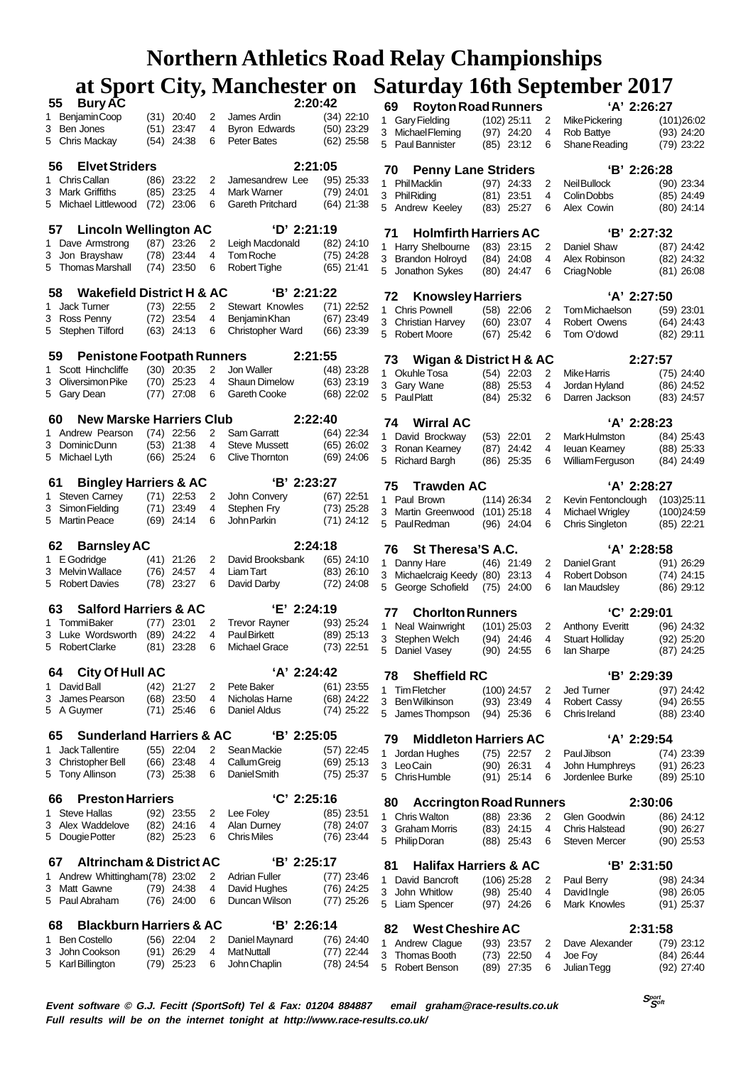# Northern Athletics Road Relay Championships

# at Sport City, Manchester on Saturday 16th September 2017

### 55 Bury AC — 2:20:42

| Leg | Name | Pos | Time | Leg | Name | Pos | Time |
|---|---|---|---|---|---|---|---|
| 1 | Benjamin Coop | (31) | 20:40 | 2 | James Ardin | (34) | 22:10 |
| 3 | Ben Jones | (51) | 23:47 | 4 | Byron Edwards | (50) | 23:29 |
| 5 | Chris Mackay | (54) | 24:38 | 6 | Peter Bates | (62) | 25:58 |

### 56 Elvet Striders — 2:21:05

| Leg | Name | Pos | Time | Leg | Name | Pos | Time |
|---|---|---|---|---|---|---|---|
| 1 | Chris Callan | (86) | 23:22 | 2 | Jamesandrew Lee | (95) | 25:33 |
| 3 | Mark Griffiths | (85) | 23:25 | 4 | Mark Warner | (79) | 24:01 |
| 5 | Michael Littlewood | (72) | 23:06 | 6 | Gareth Pritchard | (64) | 21:38 |

### 57 Lincoln Wellington AC — 'D' 2:21:19

| Leg | Name | Pos | Time | Leg | Name | Pos | Time |
|---|---|---|---|---|---|---|---|
| 1 | Dave Armstrong | (87) | 23:26 | 2 | Leigh Macdonald | (82) | 24:10 |
| 3 | Jon Brayshaw | (78) | 23:44 | 4 | Tom Roche | (75) | 24:28 |
| 5 | Thomas Marshall | (74) | 23:50 | 6 | Robert Tighe | (65) | 21:41 |

### 58 Wakefield District H & AC — 'B' 2:21:22

| Leg | Name | Pos | Time | Leg | Name | Pos | Time |
|---|---|---|---|---|---|---|---|
| 1 | Jack Turner | (73) | 22:55 | 2 | Stewart Knowles | (71) | 22:52 |
| 3 | Ross Penny | (72) | 23:54 | 4 | Benjamin Khan | (67) | 23:49 |
| 5 | Stephen Tilford | (63) | 24:13 | 6 | Christopher Ward | (66) | 23:39 |

### 59 Penistone Footpath Runners — 2:21:55

| Leg | Name | Pos | Time | Leg | Name | Pos | Time |
|---|---|---|---|---|---|---|---|
| 1 | Scott Hinchcliffe | (30) | 20:35 | 2 | Jon Waller | (48) | 23:28 |
| 3 | Oliversimon Pike | (70) | 25:23 | 4 | Shaun Dimelow | (63) | 23:19 |
| 5 | Gary Dean | (77) | 27:08 | 6 | Gareth Cooke | (68) | 22:02 |

### 60 New Marske Harriers Club — 2:22:40

| Leg | Name | Pos | Time | Leg | Name | Pos | Time |
|---|---|---|---|---|---|---|---|
| 1 | Andrew Pearson | (74) | 22:56 | 2 | Sam Garratt | (64) | 22:34 |
| 3 | Dominic Dunn | (53) | 21:38 | 4 | Steve Mussett | (65) | 26:02 |
| 5 | Michael Lyth | (66) | 25:24 | 6 | Clive Thornton | (69) | 24:06 |

### 61 Bingley Harriers & AC — 'B' 2:23:27

| Leg | Name | Pos | Time | Leg | Name | Pos | Time |
|---|---|---|---|---|---|---|---|
| 1 | Steven Carney | (71) | 22:53 | 2 | John Convery | (67) | 22:51 |
| 3 | Simon Fielding | (71) | 23:49 | 4 | Stephen Fry | (73) | 25:28 |
| 5 | Martin Peace | (69) | 24:14 | 6 | John Parkin | (71) | 24:12 |

### 62 Barnsley AC — 2:24:18

| Leg | Name | Pos | Time | Leg | Name | Pos | Time |
|---|---|---|---|---|---|---|---|
| 1 | E Godridge | (41) | 21:26 | 2 | David Brooksbank | (65) | 24:10 |
| 3 | Melvin Wallace | (76) | 24:57 | 4 | Liam Tart | (83) | 26:10 |
| 5 | Robert Davies | (78) | 23:27 | 6 | David Darby | (72) | 24:08 |

### 63 Salford Harriers & AC — 'E' 2:24:19

| Leg | Name | Pos | Time | Leg | Name | Pos | Time |
|---|---|---|---|---|---|---|---|
| 1 | Tommi Baker | (77) | 23:01 | 2 | Trevor Rayner | (93) | 25:24 |
| 3 | Luke Wordsworth | (89) | 24:22 | 4 | Paul Birkett | (89) | 25:13 |
| 5 | Robert Clarke | (81) | 23:28 | 6 | Michael Grace | (73) | 22:51 |

### 64 City Of Hull AC — 'A' 2:24:42

| Leg | Name | Pos | Time | Leg | Name | Pos | Time |
|---|---|---|---|---|---|---|---|
| 1 | David Ball | (42) | 21:27 | 2 | Pete Baker | (61) | 23:55 |
| 3 | James Pearson | (68) | 23:50 | 4 | Nicholas Harne | (68) | 24:22 |
| 5 | A Guymer | (71) | 25:46 | 6 | Daniel Aldus | (74) | 25:22 |

### 65 Sunderland Harriers & AC — 'B' 2:25:05

| Leg | Name | Pos | Time | Leg | Name | Pos | Time |
|---|---|---|---|---|---|---|---|
| 1 | Jack Tallentire | (55) | 22:04 | 2 | Sean Mackie | (57) | 22:45 |
| 3 | Christopher Bell | (66) | 23:48 | 4 | Callum Greig | (69) | 25:13 |
| 5 | Tony Allinson | (73) | 25:38 | 6 | Daniel Smith | (75) | 25:37 |

### 66 Preston Harriers — 'C' 2:25:16

| Leg | Name | Pos | Time | Leg | Name | Pos | Time |
|---|---|---|---|---|---|---|---|
| 1 | Steve Hallas | (92) | 23:55 | 2 | Lee Foley | (85) | 23:51 |
| 3 | Alex Waddelove | (82) | 24:16 | 4 | Alan Durney | (78) | 24:07 |
| 5 | Dougie Potter | (82) | 25:23 | 6 | Chris Miles | (76) | 23:44 |

### 67 Altrincham & District AC — 'B' 2:25:17

| Leg | Name | Pos | Time | Leg | Name | Pos | Time |
|---|---|---|---|---|---|---|---|
| 1 | Andrew Whittingham | (78) | 23:02 | 2 | Adrian Fuller | (77) | 23:46 |
| 3 | Matt Gawne | (79) | 24:38 | 4 | David Hughes | (76) | 24:25 |
| 5 | Paul Abraham | (76) | 24:00 | 6 | Duncan Wilson | (77) | 25:26 |

### 68 Blackburn Harriers & AC — 'B' 2:26:14

| Leg | Name | Pos | Time | Leg | Name | Pos | Time |
|---|---|---|---|---|---|---|---|
| 1 | Ben Costello | (56) | 22:04 | 2 | Daniel Maynard | (76) | 24:40 |
| 3 | John Cookson | (91) | 26:29 | 4 | Mat Nuttall | (77) | 22:44 |
| 5 | Karl Billington | (79) | 25:23 | 6 | John Chaplin | (78) | 24:54 |

### 69 Royton Road Runners — 'A' 2:26:27

| Leg | Name | Pos | Time | Leg | Name | Pos | Time |
|---|---|---|---|---|---|---|---|
| 1 | Gary Fielding | (102) | 25:11 | 2 | Mike Pickering | (101) | 26:02 |
| 3 | Michael Fleming | (97) | 24:20 | 4 | Rob Battye | (93) | 24:20 |
| 5 | Paul Bannister | (85) | 23:12 | 6 | Shane Reading | (79) | 23:22 |

### 70 Penny Lane Striders — 'B' 2:26:28

| Leg | Name | Pos | Time | Leg | Name | Pos | Time |
|---|---|---|---|---|---|---|---|
| 1 | Phil Macklin | (97) | 24:33 | 2 | Neil Bullock | (90) | 23:34 |
| 3 | Phil Riding | (81) | 23:51 | 4 | Colin Dobbs | (85) | 24:49 |
| 5 | Andrew Keeley | (83) | 25:27 | 6 | Alex Cowin | (80) | 24:14 |

### 71 Holmfirth Harriers AC — 'B' 2:27:32

| Leg | Name | Pos | Time | Leg | Name | Pos | Time |
|---|---|---|---|---|---|---|---|
| 1 | Harry Shelbourne | (83) | 23:15 | 2 | Daniel Shaw | (87) | 24:42 |
| 3 | Brandon Holroyd | (84) | 24:08 | 4 | Alex Robinson | (82) | 24:32 |
| 5 | Jonathon Sykes | (80) | 24:47 | 6 | Criag Noble | (81) | 26:08 |

### 72 Knowsley Harriers — 'A' 2:27:50

| Leg | Name | Pos | Time | Leg | Name | Pos | Time |
|---|---|---|---|---|---|---|---|
| 1 | Chris Pownell | (58) | 22:06 | 2 | Tom Michaelson | (59) | 23:01 |
| 3 | Christian Harvey | (60) | 23:07 | 4 | Robert Owens | (64) | 24:43 |
| 5 | Robert Moore | (67) | 25:42 | 6 | Tom O'dowd | (82) | 29:11 |

### 73 Wigan & District H & AC — 2:27:57

| Leg | Name | Pos | Time | Leg | Name | Pos | Time |
|---|---|---|---|---|---|---|---|
| 1 | Okuhle Tosa | (54) | 22:03 | 2 | Mike Harris | (75) | 24:40 |
| 3 | Gary Wane | (88) | 25:53 | 4 | Jordan Hyland | (86) | 24:52 |
| 5 | Paul Platt | (84) | 25:32 | 6 | Darren Jackson | (83) | 24:57 |

### 74 Wirral AC — 'A' 2:28:23

| Leg | Name | Pos | Time | Leg | Name | Pos | Time |
|---|---|---|---|---|---|---|---|
| 1 | David Brockway | (53) | 22:01 | 2 | Mark Hulmston | (84) | 25:43 |
| 3 | Ronan Kearney | (87) | 24:42 | 4 | Ieuan Kearney | (88) | 25:33 |
| 5 | Richard Bargh | (86) | 25:35 | 6 | William Ferguson | (84) | 24:49 |

### 75 Trawden AC — 'A' 2:28:27

| Leg | Name | Pos | Time | Leg | Name | Pos | Time |
|---|---|---|---|---|---|---|---|
| 1 | Paul Brown | (114) | 26:34 | 2 | Kevin Fentonclough | (103) | 25:11 |
| 3 | Martin Greenwood | (101) | 25:18 | 4 | Michael Wrigley | (100) | 24:59 |
| 5 | Paul Redman | (96) | 24:04 | 6 | Chris Singleton | (85) | 22:21 |

### 76 St Theresa'S A.C. — 'A' 2:28:58

| Leg | Name | Pos | Time | Leg | Name | Pos | Time |
|---|---|---|---|---|---|---|---|
| 1 | Danny Hare | (46) | 21:49 | 2 | Daniel Grant | (91) | 26:29 |
| 3 | Michaelcraig Keedy | (80) | 23:13 | 4 | Robert Dobson | (74) | 24:15 |
| 5 | George Schofield | (75) | 24:00 | 6 | Ian Maudsley | (86) | 29:12 |

### 77 Chorlton Runners — 'C' 2:29:01

| Leg | Name | Pos | Time | Leg | Name | Pos | Time |
|---|---|---|---|---|---|---|---|
| 1 | Neal Wainwright | (101) | 25:03 | 2 | Anthony Everitt | (96) | 24:32 |
| 3 | Stephen Welch | (94) | 24:46 | 4 | Stuart Holliday | (92) | 25:20 |
| 5 | Daniel Vasey | (90) | 24:55 | 6 | Ian Sharpe | (87) | 24:25 |

### 78 Sheffield RC — 'B' 2:29:39

| Leg | Name | Pos | Time | Leg | Name | Pos | Time |
|---|---|---|---|---|---|---|---|
| 1 | Tim Fletcher | (100) | 24:57 | 2 | Jed Turner | (97) | 24:42 |
| 3 | Ben Wilkinson | (93) | 23:49 | 4 | Robert Cassy | (94) | 26:55 |
| 5 | James Thompson | (94) | 25:36 | 6 | Chris Ireland | (88) | 23:40 |

### 79 Middleton Harriers AC — 'A' 2:29:54

| Leg | Name | Pos | Time | Leg | Name | Pos | Time |
|---|---|---|---|---|---|---|---|
| 1 | Jordan Hughes | (75) | 22:57 | 2 | Paul Jibson | (74) | 23:39 |
| 3 | Leo Cain | (90) | 26:31 | 4 | John Humphreys | (91) | 26:23 |
| 5 | Chris Humble | (91) | 25:14 | 6 | Jordenlee Burke | (89) | 25:10 |

### 80 Accrington Road Runners — 2:30:06

| Leg | Name | Pos | Time | Leg | Name | Pos | Time |
|---|---|---|---|---|---|---|---|
| 1 | Chris Walton | (88) | 23:36 | 2 | Glen Goodwin | (86) | 24:12 |
| 3 | Graham Morris | (83) | 24:15 | 4 | Chris Halstead | (90) | 26:27 |
| 5 | Philip Doran | (88) | 25:43 | 6 | Steven Mercer | (90) | 25:53 |

### 81 Halifax Harriers & AC — 'B' 2:31:50

| Leg | Name | Pos | Time | Leg | Name | Pos | Time |
|---|---|---|---|---|---|---|---|
| 1 | David Bancroft | (106) | 25:28 | 2 | Paul Berry | (98) | 24:34 |
| 3 | John Whitlow | (98) | 25:40 | 4 | David Ingle | (98) | 26:05 |
| 5 | Liam Spencer | (97) | 24:26 | 6 | Mark Knowles | (91) | 25:37 |

### 82 West Cheshire AC — 2:31:58

| Leg | Name | Pos | Time | Leg | Name | Pos | Time |
|---|---|---|---|---|---|---|---|
| 1 | Andrew Clague | (93) | 23:57 | 2 | Dave Alexander | (79) | 23:12 |
| 3 | Thomas Booth | (73) | 22:50 | 4 | Joe Foy | (84) | 26:44 |
| 5 | Robert Benson | (89) | 27:35 | 6 | Julian Tegg | (92) | 27:40 |

*Event software © G.J. Fecitt (SportSoft) Tel & Fax: 01204 884887 email graham@race-results.co.uk*
*Full results will be on the internet tonight at http://www.race-results.co.uk/*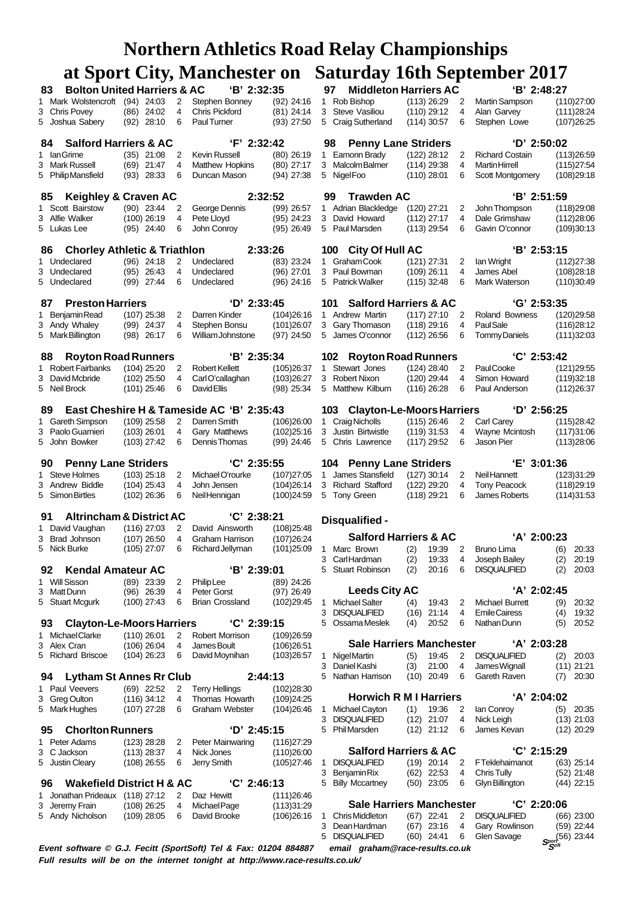# Northern Athletics Road Relay Championships

## at Sport City, Manchester on Saturday 16th September 2017

### 83 Bolton United Harriers & AC 'B' 2:32:35

| Leg | Runner | Pos | Time | Leg | Runner | Pos | Time |
|---|---|---|---|---|---|---|---|
| 1 | Mark Wolstencroft | (94) | 24:03 | 2 | Stephen Bonney | (92) | 24:16 |
| 3 | Chris Povey | (86) | 24:02 | 4 | Chris Pickford | (81) | 24:14 |
| 5 | Joshua Sabery | (92) | 28:10 | 6 | Paul Turner | (93) | 27:50 |

### 84 Salford Harriers & AC 'F' 2:32:42

| Leg | Runner | Pos | Time | Leg | Runner | Pos | Time |
|---|---|---|---|---|---|---|---|
| 1 | Ian Grime | (35) | 21:08 | 2 | Kevin Russell | (80) | 26:19 |
| 3 | Mark Russell | (69) | 21:47 | 4 | Matthew Hopkins | (80) | 27:17 |
| 5 | Philip Mansfield | (93) | 28:33 | 6 | Duncan Mason | (94) | 27:38 |

### 85 Keighley & Craven AC 2:32:52

| Leg | Runner | Pos | Time | Leg | Runner | Pos | Time |
|---|---|---|---|---|---|---|---|
| 1 | Scott Bairstow | (90) | 23:44 | 2 | George Dennis | (99) | 26:57 |
| 3 | Alfie Walker | (100) | 26:19 | 4 | Pete Lloyd | (95) | 24:23 |
| 5 | Lukas Lee | (95) | 24:40 | 6 | John Conroy | (95) | 26:49 |

### 86 Chorley Athletic & Triathlon 2:33:26

| Leg | Runner | Pos | Time | Leg | Runner | Pos | Time |
|---|---|---|---|---|---|---|---|
| 1 | Undeclared | (96) | 24:18 | 2 | Undeclared | (83) | 23:24 |
| 3 | Undeclared | (95) | 26:43 | 4 | Undeclared | (96) | 27:01 |
| 5 | Undeclared | (99) | 27:44 | 6 | Undeclared | (96) | 24:16 |

### 87 Preston Harriers 'D' 2:33:45

| Leg | Runner | Pos | Time | Leg | Runner | Pos | Time |
|---|---|---|---|---|---|---|---|
| 1 | Benjamin Read | (107) | 25:38 | 2 | Darren Kinder | (104) | 26:16 |
| 3 | Andy Whaley | (99) | 24:37 | 4 | Stephen Bonsu | (101) | 26:07 |
| 5 | Mark Billington | (98) | 26:17 | 6 | William Johnstone | (97) | 24:50 |

### 88 Royton Road Runners 'B' 2:35:34

| Leg | Runner | Pos | Time | Leg | Runner | Pos | Time |
|---|---|---|---|---|---|---|---|
| 1 | Robert Fairbanks | (104) | 25:20 | 2 | Robert Kellett | (105) | 26:37 |
| 3 | David Mcbride | (102) | 25:50 | 4 | Carl O'callaghan | (103) | 26:27 |
| 5 | Neil Brock | (101) | 25:46 | 6 | David Ellis | (98) | 25:34 |

### 89 East Cheshire H & Tameside AC 'B' 2:35:43

| Leg | Runner | Pos | Time | Leg | Runner | Pos | Time |
|---|---|---|---|---|---|---|---|
| 1 | Gareth Simpson | (109) | 25:58 | 2 | Darren Smith | (106) | 26:00 |
| 3 | Paolo Guarnieri | (103) | 26:01 | 4 | Gary Matthews | (102) | 25:16 |
| 5 | John Bowker | (103) | 27:42 | 6 | Dennis Thomas | (99) | 24:46 |

### 90 Penny Lane Striders 'C' 2:35:55

| Leg | Runner | Pos | Time | Leg | Runner | Pos | Time |
|---|---|---|---|---|---|---|---|
| 1 | Steve Holmes | (103) | 25:18 | 2 | Michael O'rourke | (107) | 27:05 |
| 3 | Andrew Biddle | (104) | 25:43 | 4 | John Jensen | (104) | 26:14 |
| 5 | Simon Birtles | (102) | 26:36 | 6 | Neil Hennigan | (100) | 24:59 |

### 91 Altrincham & District AC 'C' 2:38:21

| Leg | Runner | Pos | Time | Leg | Runner | Pos | Time |
|---|---|---|---|---|---|---|---|
| 1 | David Vaughan | (116) | 27:03 | 2 | David Ainsworth | (108) | 25:48 |
| 3 | Brad Johnson | (107) | 26:50 | 4 | Graham Harrison | (107) | 26:24 |
| 5 | Nick Burke | (105) | 27:07 | 6 | Richard Jellyman | (101) | 25:09 |

### 92 Kendal Amateur AC 'B' 2:39:01

| Leg | Runner | Pos | Time | Leg | Runner | Pos | Time |
|---|---|---|---|---|---|---|---|
| 1 | Will Sisson | (89) | 23:39 | 2 | Philip Lee | (89) | 24:26 |
| 3 | Matt Dunn | (96) | 26:39 | 4 | Peter Gorst | (97) | 26:49 |
| 5 | Stuart Mcgurk | (100) | 27:43 | 6 | Brian Crossland | (102) | 29:45 |

### 93 Clayton-Le-Moors Harriers 'C' 2:39:15

| Leg | Runner | Pos | Time | Leg | Runner | Pos | Time |
|---|---|---|---|---|---|---|---|
| 1 | Michael Clarke | (110) | 26:01 | 2 | Robert Morrison | (109) | 26:59 |
| 3 | Alex Cran | (106) | 26:04 | 4 | James Boult | (106) | 26:51 |
| 5 | Richard Briscoe | (104) | 26:23 | 6 | David Moynihan | (103) | 26:57 |

### 94 Lytham St Annes Rr Club 2:44:13

| Leg | Runner | Pos | Time | Leg | Runner | Pos | Time |
|---|---|---|---|---|---|---|---|
| 1 | Paul Veevers | (69) | 22:52 | 2 | Terry Hellings | (102) | 28:30 |
| 3 | Greg Oulton | (116) | 34:12 | 4 | Thomas Howarth | (109) | 24:25 |
| 5 | Mark Hughes | (107) | 27:28 | 6 | Graham Webster | (104) | 26:46 |

### 95 Chorlton Runners 'D' 2:45:15

| Leg | Runner | Pos | Time | Leg | Runner | Pos | Time |
|---|---|---|---|---|---|---|---|
| 1 | Peter Adams | (123) | 28:28 | 2 | Peter Mainwaring | (116) | 27:29 |
| 3 | C Jackson | (113) | 28:37 | 4 | Nick Jones | (110) | 26:00 |
| 5 | Justin Cleary | (108) | 26:55 | 6 | Jerry Smith | (105) | 27:46 |

### 96 Wakefield District H & AC 'C' 2:46:13

| Leg | Runner | Pos | Time | Leg | Runner | Pos | Time |
|---|---|---|---|---|---|---|---|
| 1 | Jonathan Prideaux | (118) | 27:12 | 2 | Daz Hewitt | (111) | 26:46 |
| 3 | Jeremy Frain | (108) | 26:25 | 4 | Michael Page | (113) | 31:29 |
| 5 | Andy Nicholson | (109) | 28:05 | 6 | David Brooke | (106) | 26:16 |

### 97 Middleton Harriers AC 'B' 2:48:27

| Leg | Runner | Pos | Time | Leg | Runner | Pos | Time |
|---|---|---|---|---|---|---|---|
| 1 | Rob Bishop | (113) | 26:29 | 2 | Martin Sampson | (110) | 27:00 |
| 3 | Steve Vasiliou | (110) | 29:12 | 4 | Alan Garvey | (111) | 28:24 |
| 5 | Craig Sutherland | (114) | 30:57 | 6 | Stephen Lowe | (107) | 26:25 |

### 98 Penny Lane Striders 'D' 2:50:02

| Leg | Runner | Pos | Time | Leg | Runner | Pos | Time |
|---|---|---|---|---|---|---|---|
| 1 | Eamonn Brady | (122) | 28:12 | 2 | Richard Costain | (113) | 26:59 |
| 3 | Malcolm Balmer | (114) | 29:38 | 4 | Martin Hirrell | (115) | 27:54 |
| 5 | Nigel Foo | (110) | 28:01 | 6 | Scott Montgomery | (108) | 29:18 |

### 99 Trawden AC 'B' 2:51:59

| Leg | Runner | Pos | Time | Leg | Runner | Pos | Time |
|---|---|---|---|---|---|---|---|
| 1 | Adrian Blackledge | (120) | 27:21 | 2 | John Thompson | (118) | 29:08 |
| 3 | David Howard | (112) | 27:17 | 4 | Dale Grimshaw | (112) | 28:06 |
| 5 | Paul Marsden | (113) | 29:54 | 6 | Gavin O'connor | (109) | 30:13 |

### 100 City Of Hull AC 'B' 2:53:15

| Leg | Runner | Pos | Time | Leg | Runner | Pos | Time |
|---|---|---|---|---|---|---|---|
| 1 | Graham Cook | (121) | 27:31 | 2 | Ian Wright | (112) | 27:38 |
| 3 | Paul Bowman | (109) | 26:11 | 4 | James Abel | (108) | 28:18 |
| 5 | Patrick Walker | (115) | 32:48 | 6 | Mark Waterson | (110) | 30:49 |

### 101 Salford Harriers & AC 'G' 2:53:35

| Leg | Runner | Pos | Time | Leg | Runner | Pos | Time |
|---|---|---|---|---|---|---|---|
| 1 | Andrew Martin | (117) | 27:10 | 2 | Roland Bowness | (120) | 29:58 |
| 3 | Gary Thomason | (118) | 29:16 | 4 | Paul Sale | (116) | 28:12 |
| 5 | James O'connor | (112) | 26:56 | 6 | Tommy Daniels | (111) | 32:03 |

### 102 Royton Road Runners 'C' 2:53:42

| Leg | Runner | Pos | Time | Leg | Runner | Pos | Time |
|---|---|---|---|---|---|---|---|
| 1 | Stewart Jones | (124) | 28:40 | 2 | Paul Cooke | (121) | 29:55 |
| 3 | Robert Nixon | (120) | 29:44 | 4 | Simon Howard | (119) | 32:18 |
| 5 | Matthew Kilburn | (116) | 26:28 | 6 | Paul Anderson | (112) | 26:37 |

### 103 Clayton-Le-Moors Harriers 'D' 2:56:25

| Leg | Runner | Pos | Time | Leg | Runner | Pos | Time |
|---|---|---|---|---|---|---|---|
| 1 | Craig Nicholls | (115) | 26:46 | 2 | Carl Carey | (115) | 28:42 |
| 3 | Justin Birtwistle | (119) | 31:53 | 4 | Wayne Mcintosh | (117) | 31:06 |
| 5 | Chris Lawrence | (117) | 29:52 | 6 | Jason Pier | (113) | 28:06 |

### 104 Penny Lane Striders 'E' 3:01:36

| Leg | Runner | Pos | Time | Leg | Runner | Pos | Time |
|---|---|---|---|---|---|---|---|
| 1 | James Stansfield | (127) | 30:14 | 2 | Neil Hannett | (123) | 31:29 |
| 3 | Richard Stafford | (122) | 29:20 | 4 | Tony Peacock | (118) | 29:19 |
| 5 | Tony Green | (118) | 29:21 | 6 | James Roberts | (114) | 31:53 |

## Disqualified -

### Salford Harriers & AC 'A' 2:00:23

| Leg | Runner | Pos | Time | Leg | Runner | Pos | Time |
|---|---|---|---|---|---|---|---|
| 1 | Marc Brown | (2) | 19:39 | 2 | Bruno Lima | (6) | 20:33 |
| 3 | Carl Hardman | (2) | 19:33 | 4 | Joseph Bailey | (2) | 20:19 |
| 5 | Stuart Robinson | (2) | 20:16 | 6 | DISQUALIFIED | (2) | 20:03 |

### Leeds City AC 'A' 2:02:45

| Leg | Runner | Pos | Time | Leg | Runner | Pos | Time |
|---|---|---|---|---|---|---|---|
| 1 | Michael Salter | (4) | 19:43 | 2 | Michael Burrett | (9) | 20:32 |
| 3 | DISQUALIFIED | (16) | 21:14 | 4 | Emile Cairess | (4) | 19:32 |
| 5 | Ossama Meslek | (4) | 20:52 | 6 | Nathan Dunn | (5) | 20:52 |

### Sale Harriers Manchester 'A' 2:03:28

| Leg | Runner | Pos | Time | Leg | Runner | Pos | Time |
|---|---|---|---|---|---|---|---|
| 1 | Nigel Martin | (5) | 19:45 | 2 | DISQUALIFIED | (2) | 20:03 |
| 3 | Daniel Kashi | (3) | 21:00 | 4 | James Wignall | (11) | 21:21 |
| 5 | Nathan Harrison | (10) | 20:49 | 6 | Gareth Raven | (7) | 20:30 |

### Horwich R M I Harriers 'A' 2:04:02

| Leg | Runner | Pos | Time | Leg | Runner | Pos | Time |
|---|---|---|---|---|---|---|---|
| 1 | Michael Cayton | (1) | 19:36 | 2 | Ian Conroy | (5) | 20:35 |
| 3 | DISQUALIFIED | (12) | 21:07 | 4 | Nick Leigh | (13) | 21:03 |
| 5 | Phil Marsden | (12) | 21:12 | 6 | James Kevan | (12) | 20:29 |

### Salford Harriers & AC 'C' 2:15:29

| Leg | Runner | Pos | Time | Leg | Runner | Pos | Time |
|---|---|---|---|---|---|---|---|
| 1 | DISQUALIFIED | (19) | 20:14 | 2 | F Teklehaimanot | (63) | 25:14 |
| 3 | Benjamin Rix | (62) | 22:53 | 4 | Chris Tully | (52) | 21:48 |
| 5 | Billy Mccartney | (50) | 23:05 | 6 | Glyn Billington | (44) | 22:15 |

### Sale Harriers Manchester 'C' 2:20:06

| Leg | Runner | Pos | Time | Leg | Runner | Pos | Time |
|---|---|---|---|---|---|---|---|
| 1 | Chris Middleton | (67) | 22:41 | 2 | DISQUALIFIED | (66) | 23:00 |
| 3 | Dean Hardman | (67) | 23:16 | 4 | Gary Rowlinson | (59) | 22:44 |
| 5 | DISQUALIFIED | (60) | 24:41 | 6 | Glen Savage | (56) | 23:44 |

*Event software © G.J. Fecitt (SportSoft) Tel & Fax: 01204 884887 email graham@race-results.co.uk*

*Full results will be on the internet tonight at http://www.race-results.co.uk/*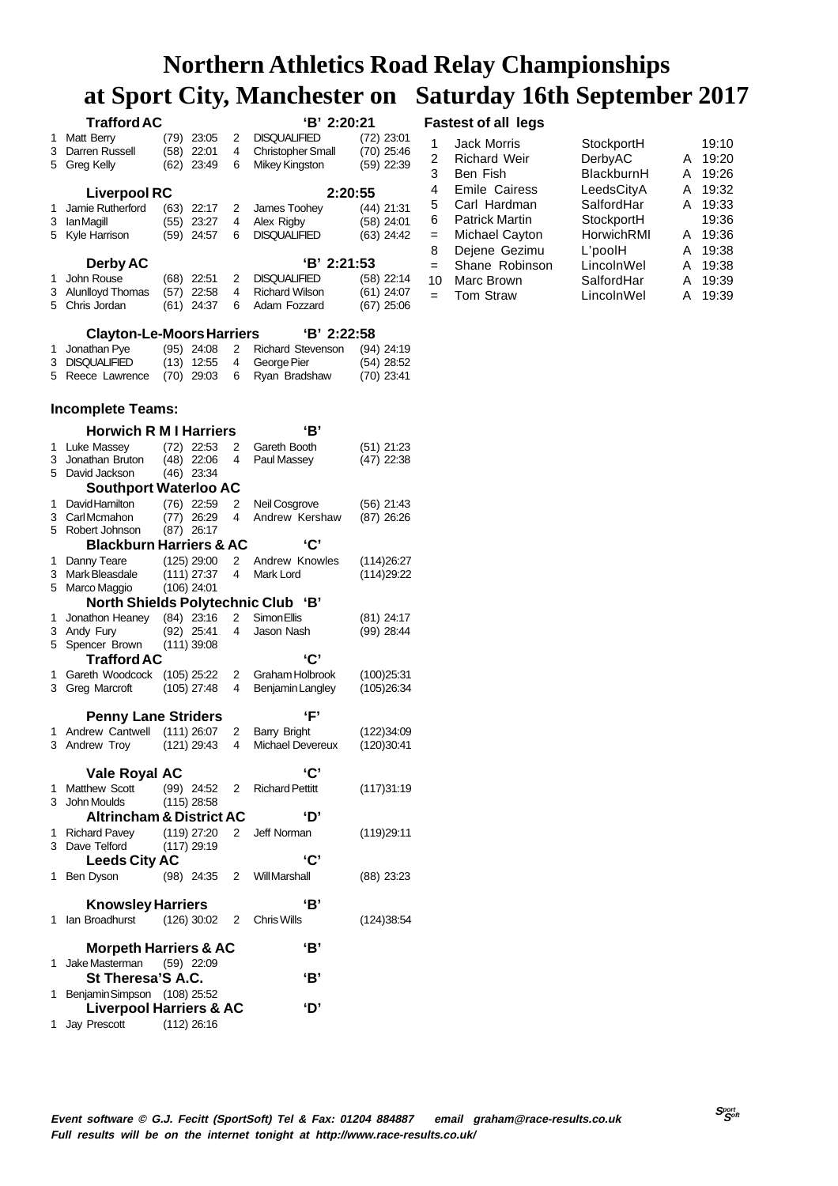# Northern Athletics Road Relay Championships
# at Sport City, Manchester on Saturday 16th September 2017

### Trafford AC 'B' 2:20:21

| | | | | | | | |
|---|---|---|---|---|---|---|---|
| 1 | Matt Berry | (79) | 23:05 | 2 | DISQUALIFIED | (72) | 23:01 |
| 3 | Darren Russell | (58) | 22:01 | 4 | Christopher Small | (70) | 25:46 |
| 5 | Greg Kelly | (62) | 23:49 | 6 | Mikey Kingston | (59) | 22:39 |

### Liverpool RC 2:20:55

| | | | | | | | |
|---|---|---|---|---|---|---|---|
| 1 | Jamie Rutherford | (63) | 22:17 | 2 | James Toohey | (44) | 21:31 |
| 3 | Ian Magill | (55) | 23:27 | 4 | Alex Rigby | (58) | 24:01 |
| 5 | Kyle Harrison | (59) | 24:57 | 6 | DISQUALIFIED | (63) | 24:42 |

### Derby AC 'B' 2:21:53

| | | | | | | | |
|---|---|---|---|---|---|---|---|
| 1 | John Rouse | (68) | 22:51 | 2 | DISQUALIFIED | (58) | 22:14 |
| 3 | Alunlloyd Thomas | (57) | 22:58 | 4 | Richard Wilson | (61) | 24:07 |
| 5 | Chris Jordan | (61) | 24:37 | 6 | Adam Fozzard | (67) | 25:06 |

### Clayton-Le-Moors Harriers 'B' 2:22:58

| | | | | | | | |
|---|---|---|---|---|---|---|---|
| 1 | Jonathan Pye | (95) | 24:08 | 2 | Richard Stevenson | (94) | 24:19 |
| 3 | DISQUALIFIED | (13) | 12:55 | 4 | George Pier | (54) | 28:52 |
| 5 | Reece Lawrence | (70) | 29:03 | 6 | Ryan Bradshaw | (70) | 23:41 |

## Incomplete Teams:

### Horwich R M I Harriers 'B'

| | | | | | | | |
|---|---|---|---|---|---|---|---|
| 1 | Luke Massey | (72) | 22:53 | 2 | Gareth Booth | (51) | 21:23 |
| 3 | Jonathan Bruton | (48) | 22:06 | 4 | Paul Massey | (47) | 22:38 |
| 5 | David Jackson | (46) | 23:34 | | | | |

### Southport Waterloo AC

| | | | | | | | |
|---|---|---|---|---|---|---|---|
| 1 | David Hamilton | (76) | 22:59 | 2 | Neil Cosgrove | (56) | 21:43 |
| 3 | Carl Mcmahon | (77) | 26:29 | 4 | Andrew Kershaw | (87) | 26:26 |
| 5 | Robert Johnson | (87) | 26:17 | | | | |

### Blackburn Harriers & AC 'C'

| | | | | | | | |
|---|---|---|---|---|---|---|---|
| 1 | Danny Teare | (125) | 29:00 | 2 | Andrew Knowles | (114) | 26:27 |
| 3 | Mark Bleasdale | (111) | 27:37 | 4 | Mark Lord | (114) | 29:22 |
| 5 | Marco Maggio | (106) | 24:01 | | | | |

### North Shields Polytechnic Club 'B'

| | | | | | | | |
|---|---|---|---|---|---|---|---|
| 1 | Jonathon Heaney | (84) | 23:16 | 2 | Simon Ellis | (81) | 24:17 |
| 3 | Andy Fury | (92) | 25:41 | 4 | Jason Nash | (99) | 28:44 |
| 5 | Spencer Brown | (111) | 39:08 | | | | |

### Trafford AC 'C'

| | | | | | | | |
|---|---|---|---|---|---|---|---|
| 1 | Gareth Woodcock | (105) | 25:22 | 2 | Graham Holbrook | (100) | 25:31 |
| 3 | Greg Marcroft | (105) | 27:48 | 4 | Benjamin Langley | (105) | 26:34 |

### Penny Lane Striders 'F'

| | | | | | | | |
|---|---|---|---|---|---|---|---|
| 1 | Andrew Cantwell | (111) | 26:07 | 2 | Barry Bright | (122) | 34:09 |
| 3 | Andrew Troy | (121) | 29:43 | 4 | Michael Devereux | (120) | 30:41 |

### Vale Royal AC 'C'

| | | | | | | | |
|---|---|---|---|---|---|---|---|
| 1 | Matthew Scott | (99) | 24:52 | 2 | Richard Pettitt | (117) | 31:19 |
| 3 | John Moulds | (115) | 28:58 | | | | |

### Altrincham & District AC 'D'

| | | | | | | | |
|---|---|---|---|---|---|---|---|
| 1 | Richard Pavey | (119) | 27:20 | 2 | Jeff Norman | (119) | 29:11 |
| 3 | Dave Telford | (117) | 29:19 | | | | |

### Leeds City AC 'C'

| | | | | | | | |
|---|---|---|---|---|---|---|---|
| 1 | Ben Dyson | (98) | 24:35 | 2 | Will Marshall | (88) | 23:23 |

### Knowsley Harriers 'B'

| | | | | | | | |
|---|---|---|---|---|---|---|---|
| 1 | Ian Broadhurst | (126) | 30:02 | 2 | Chris Wills | (124) | 38:54 |

### Morpeth Harriers & AC 'B'

| | | | |
|---|---|---|---|
| 1 | Jake Masterman | (59) | 22:09 |

### St Theresa'S A.C. 'B'

| | | | |
|---|---|---|---|
| 1 | Benjamin Simpson | (108) | 25:52 |

### Liverpool Harriers & AC 'D'

| | | | |
|---|---|---|---|
| 1 | Jay Prescott | (112) | 26:16 |

### Fastest of all legs

| | | | | |
|---|---|---|---|---|
| 1 | Jack Morris | StockportH | | 19:10 |
| 2 | Richard Weir | DerbyAC | A | 19:20 |
| 3 | Ben Fish | BlackburnH | A | 19:26 |
| 4 | Emile Cairess | LeedsCityA | A | 19:32 |
| 5 | Carl Hardman | SalfordHar | A | 19:33 |
| 6 | Patrick Martin | StockportH | | 19:36 |
| = | Michael Cayton | HorwichRMI | A | 19:36 |
| 8 | Dejene Gezimu | L'poolH | A | 19:38 |
| = | Shane Robinson | LincolnWel | A | 19:38 |
| 10 | Marc Brown | SalfordHar | A | 19:39 |
| = | Tom Straw | LincolnWel | A | 19:39 |

*Event software © G.J. Fecitt (SportSoft) Tel & Fax: 01204 884887 email graham@race-results.co.uk*
*Full results will be on the internet tonight at http://www.race-results.co.uk/*